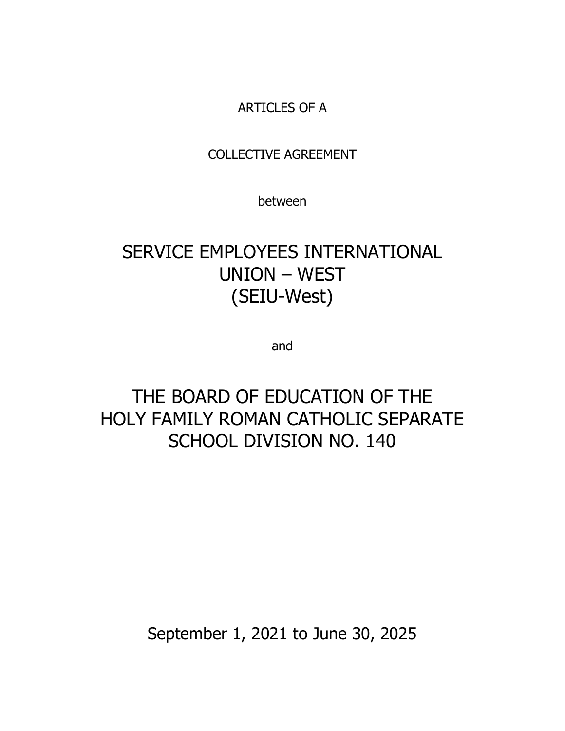ARTICLES OF A

COLLECTIVE AGREEMENT

between

# SERVICE EMPLOYEES INTERNATIONAL UNION – WEST (SEIU-West)

and

# THE BOARD OF EDUCATION OF THE HOLY FAMILY ROMAN CATHOLIC SEPARATE SCHOOL DIVISION NO. 140

September 1, 2021 to June 30, 2025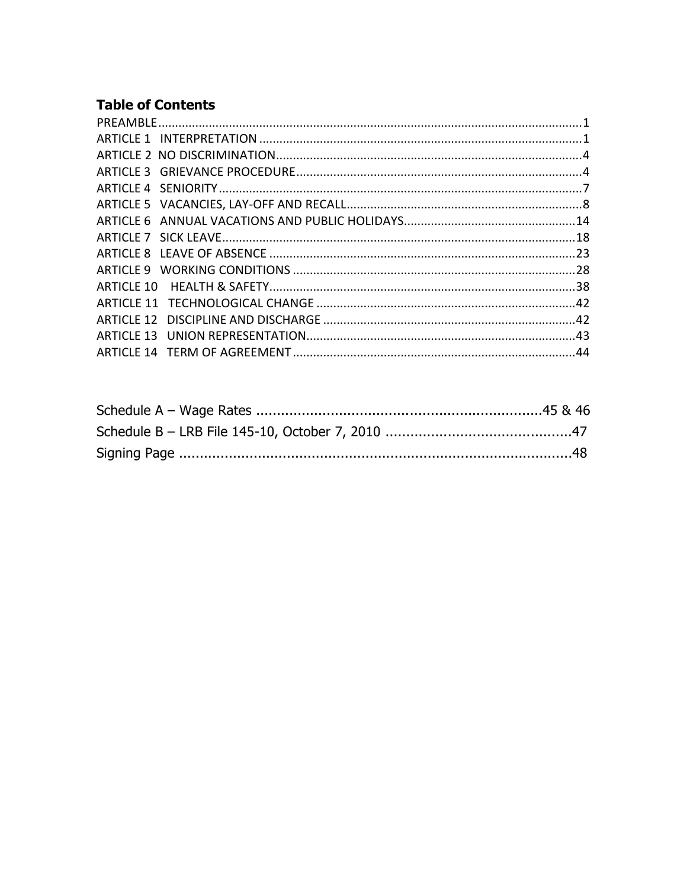## Table of Contents

PREAMBLE....................................................................................................................1
ARTICLE 1   INTERPRETATION .............................................................................................1
ARTICLE 2  NO DISCRIMINATION...........................................................................................4
ARTICLE 3   GRIEVANCE PROCEDURE..................................................................................4
ARTICLE 4   SENIORITY.........................................................................................................7
ARTICLE 5   VACANCIES, LAY-OFF AND RECALL.....................................................................8
ARTICLE 6   ANNUAL VACATIONS AND PUBLIC HOLIDAYS..................................................14
ARTICLE 7   SICK LEAVE.......................................................................................................18
ARTICLE 8   LEAVE OF ABSENCE ..........................................................................................23
ARTICLE 9   WORKING CONDITIONS ....................................................................................28
ARTICLE 10    HEALTH & SAFETY...........................................................................................38
ARTICLE 11   TECHNOLOGICAL CHANGE .............................................................................42
ARTICLE 12   DISCIPLINE AND DISCHARGE ...........................................................................42
ARTICLE 13   UNION REPRESENTATION................................................................................43
ARTICLE 14   TERM OF AGREEMENT...................................................................................44

Schedule A – Wage Rates ......................................................................45 & 46
Schedule B – LRB File 145-10, October 7, 2010 ..............................................47
Signing Page .................................................................................................48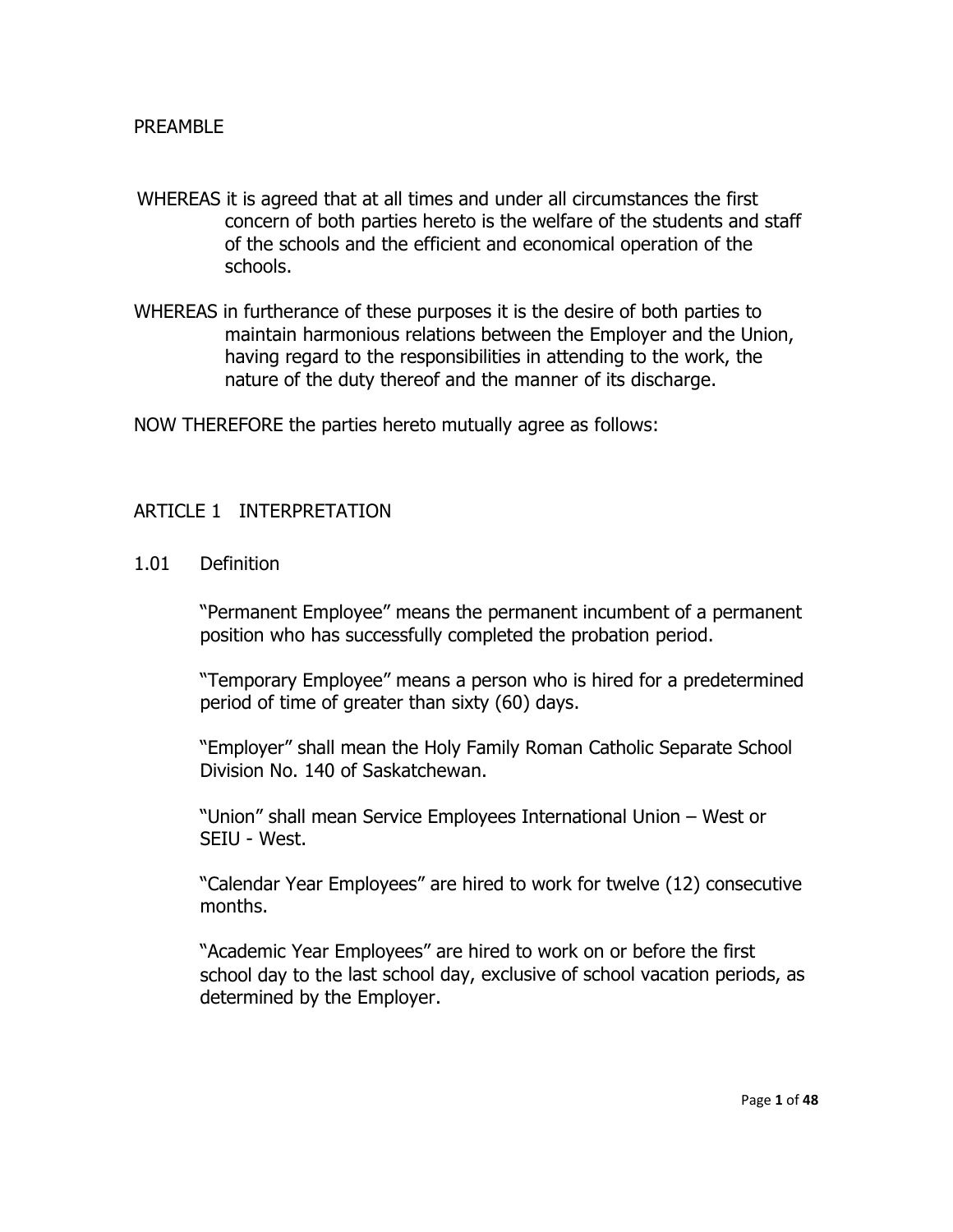## PREAMBLE

WHEREAS it is agreed that at all times and under all circumstances the first concern of both parties hereto is the welfare of the students and staff of the schools and the efficient and economical operation of the schools.

WHEREAS in furtherance of these purposes it is the desire of both parties to maintain harmonious relations between the Employer and the Union, having regard to the responsibilities in attending to the work, the nature of the duty thereof and the manner of its discharge.

NOW THEREFORE the parties hereto mutually agree as follows:

## ARTICLE 1 INTERPRETATION

### 1.01 Definition

"Permanent Employee" means the permanent incumbent of a permanent position who has successfully completed the probation period.

"Temporary Employee" means a person who is hired for a predetermined period of time of greater than sixty (60) days.

"Employer" shall mean the Holy Family Roman Catholic Separate School Division No. 140 of Saskatchewan.

"Union" shall mean Service Employees International Union – West or SEIU - West.

"Calendar Year Employees" are hired to work for twelve (12) consecutive months.

"Academic Year Employees" are hired to work on or before the first school day to the last school day, exclusive of school vacation periods, as determined by the Employer.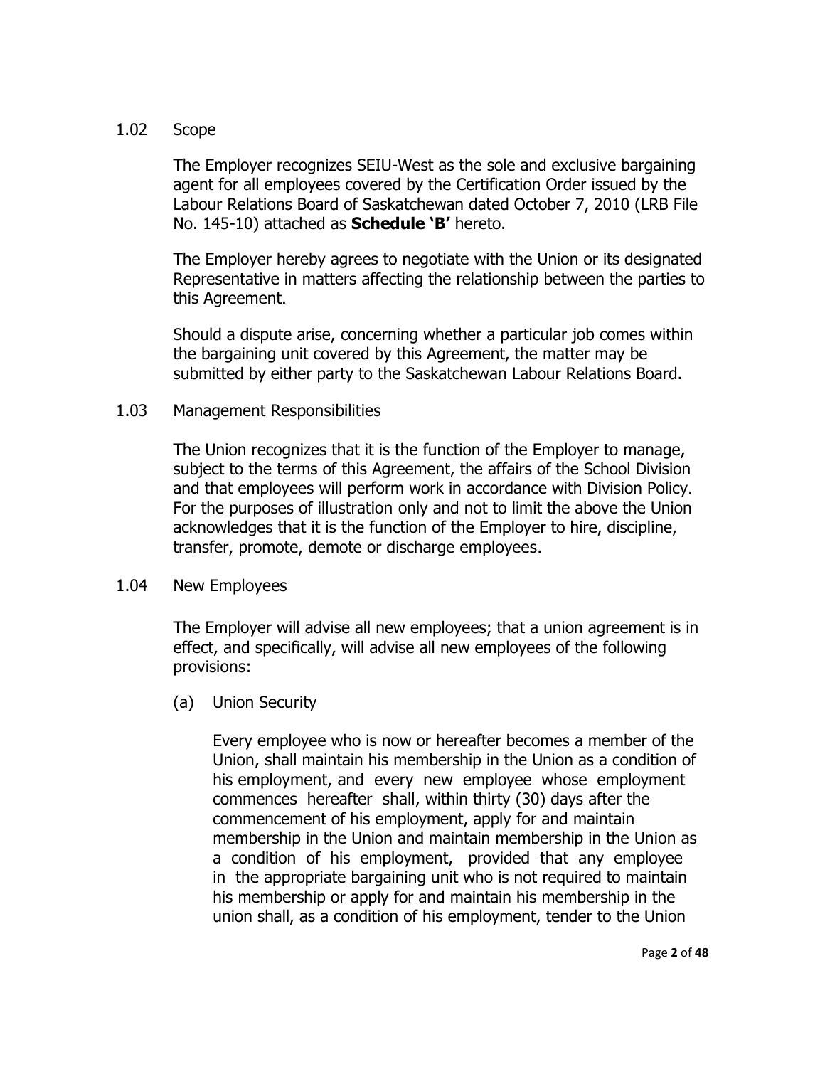1.02 Scope

The Employer recognizes SEIU-West as the sole and exclusive bargaining agent for all employees covered by the Certification Order issued by the Labour Relations Board of Saskatchewan dated October 7, 2010 (LRB File No. 145-10) attached as **Schedule 'B'** hereto.

The Employer hereby agrees to negotiate with the Union or its designated Representative in matters affecting the relationship between the parties to this Agreement.

Should a dispute arise, concerning whether a particular job comes within the bargaining unit covered by this Agreement, the matter may be submitted by either party to the Saskatchewan Labour Relations Board.

1.03 Management Responsibilities

The Union recognizes that it is the function of the Employer to manage, subject to the terms of this Agreement, the affairs of the School Division and that employees will perform work in accordance with Division Policy. For the purposes of illustration only and not to limit the above the Union acknowledges that it is the function of the Employer to hire, discipline, transfer, promote, demote or discharge employees.

1.04 New Employees

The Employer will advise all new employees; that a union agreement is in effect, and specifically, will advise all new employees of the following provisions:

(a) Union Security

Every employee who is now or hereafter becomes a member of the Union, shall maintain his membership in the Union as a condition of his employment, and every new employee whose employment commences hereafter shall, within thirty (30) days after the commencement of his employment, apply for and maintain membership in the Union and maintain membership in the Union as a condition of his employment, provided that any employee in the appropriate bargaining unit who is not required to maintain his membership or apply for and maintain his membership in the union shall, as a condition of his employment, tender to the Union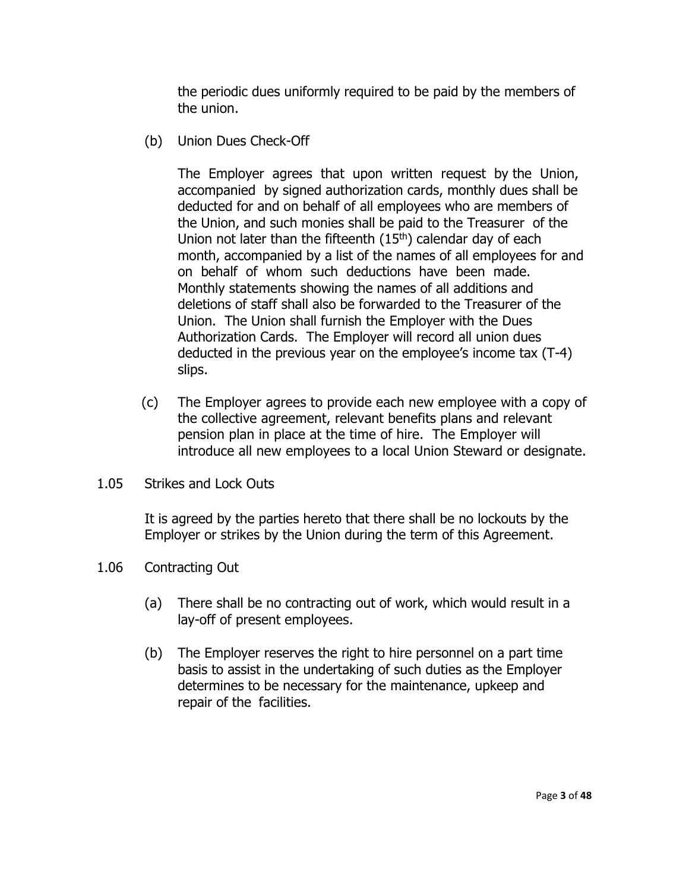the periodic dues uniformly required to be paid by the members of the union.

(b) Union Dues Check-Off

The Employer agrees that upon written request by the Union, accompanied by signed authorization cards, monthly dues shall be deducted for and on behalf of all employees who are members of the Union, and such monies shall be paid to the Treasurer of the Union not later than the fifteenth (15th) calendar day of each month, accompanied by a list of the names of all employees for and on behalf of whom such deductions have been made. Monthly statements showing the names of all additions and deletions of staff shall also be forwarded to the Treasurer of the Union. The Union shall furnish the Employer with the Dues Authorization Cards. The Employer will record all union dues deducted in the previous year on the employee's income tax (T-4) slips.

(c) The Employer agrees to provide each new employee with a copy of the collective agreement, relevant benefits plans and relevant pension plan in place at the time of hire. The Employer will introduce all new employees to a local Union Steward or designate.

1.05 Strikes and Lock Outs

It is agreed by the parties hereto that there shall be no lockouts by the Employer or strikes by the Union during the term of this Agreement.

1.06 Contracting Out

(a) There shall be no contracting out of work, which would result in a lay-off of present employees.

(b) The Employer reserves the right to hire personnel on a part time basis to assist in the undertaking of such duties as the Employer determines to be necessary for the maintenance, upkeep and repair of the facilities.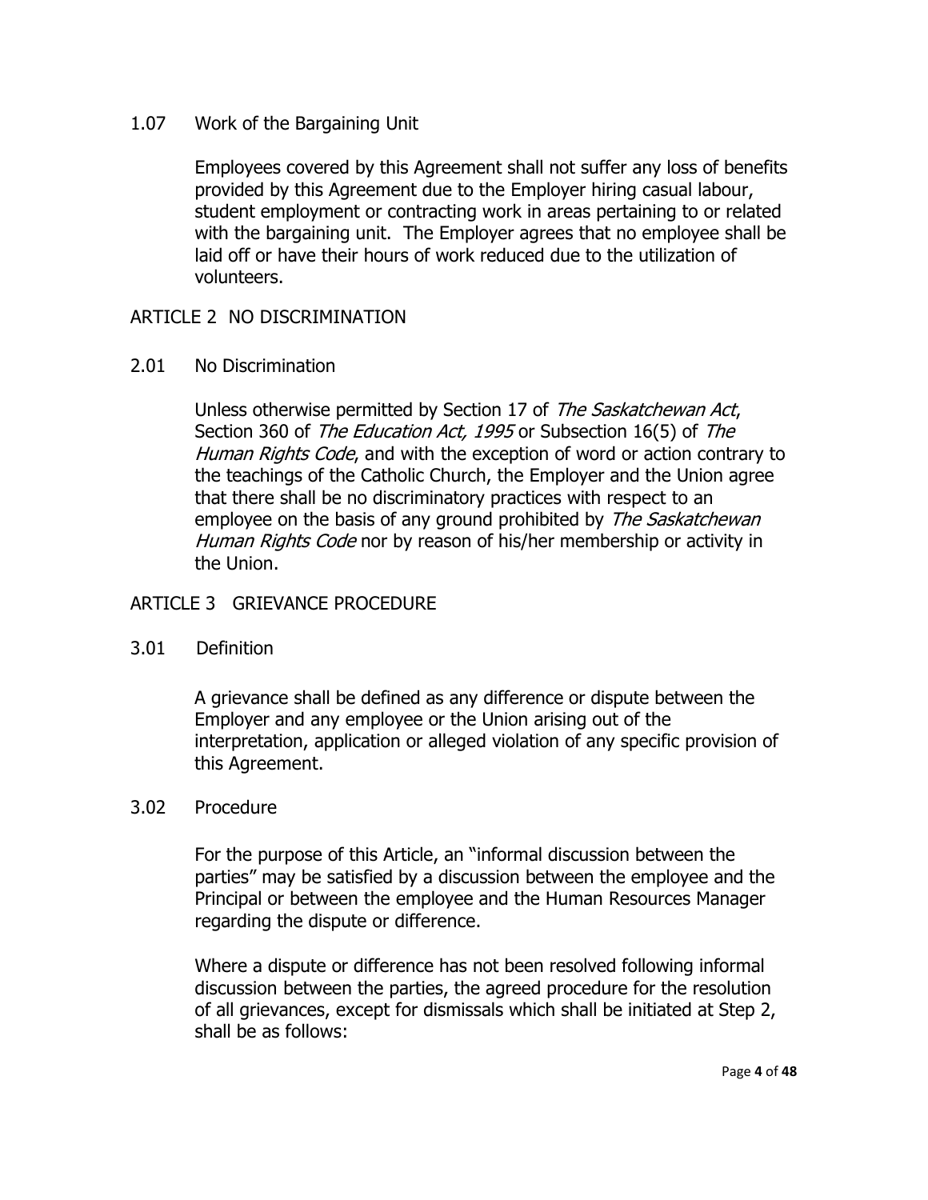1.07 Work of the Bargaining Unit

Employees covered by this Agreement shall not suffer any loss of benefits provided by this Agreement due to the Employer hiring casual labour, student employment or contracting work in areas pertaining to or related with the bargaining unit. The Employer agrees that no employee shall be laid off or have their hours of work reduced due to the utilization of volunteers.

## ARTICLE 2 NO DISCRIMINATION

2.01 No Discrimination

Unless otherwise permitted by Section 17 of *The Saskatchewan Act*, Section 360 of *The Education Act, 1995* or Subsection 16(5) of *The Human Rights Code*, and with the exception of word or action contrary to the teachings of the Catholic Church, the Employer and the Union agree that there shall be no discriminatory practices with respect to an employee on the basis of any ground prohibited by *The Saskatchewan Human Rights Code* nor by reason of his/her membership or activity in the Union.

## ARTICLE 3 GRIEVANCE PROCEDURE

3.01 Definition

A grievance shall be defined as any difference or dispute between the Employer and any employee or the Union arising out of the interpretation, application or alleged violation of any specific provision of this Agreement.

3.02 Procedure

For the purpose of this Article, an "informal discussion between the parties" may be satisfied by a discussion between the employee and the Principal or between the employee and the Human Resources Manager regarding the dispute or difference.

Where a dispute or difference has not been resolved following informal discussion between the parties, the agreed procedure for the resolution of all grievances, except for dismissals which shall be initiated at Step 2, shall be as follows: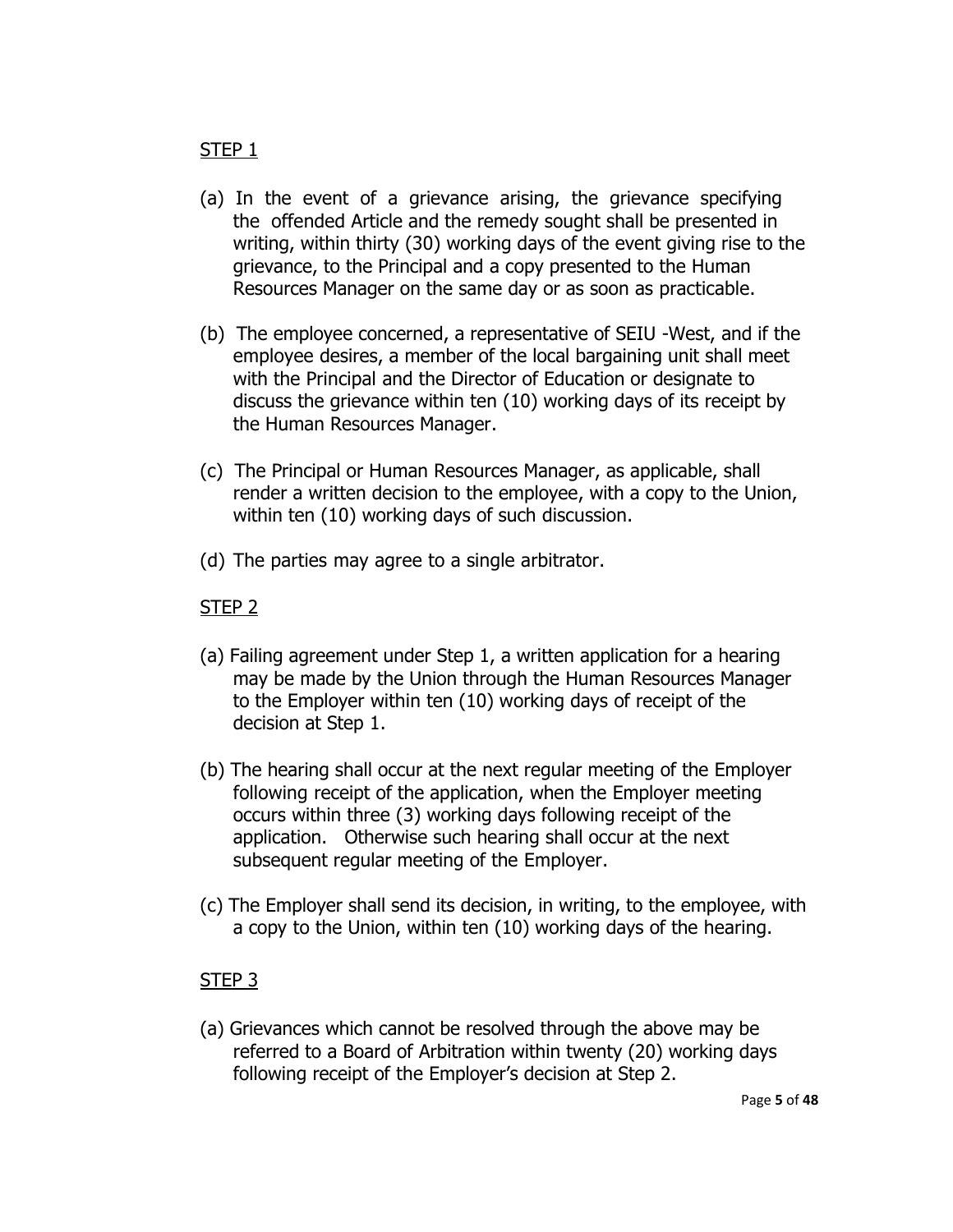STEP 1

(a) In the event of a grievance arising, the grievance specifying the offended Article and the remedy sought shall be presented in writing, within thirty (30) working days of the event giving rise to the grievance, to the Principal and a copy presented to the Human Resources Manager on the same day or as soon as practicable.

(b) The employee concerned, a representative of SEIU -West, and if the employee desires, a member of the local bargaining unit shall meet with the Principal and the Director of Education or designate to discuss the grievance within ten (10) working days of its receipt by the Human Resources Manager.

(c) The Principal or Human Resources Manager, as applicable, shall render a written decision to the employee, with a copy to the Union, within ten (10) working days of such discussion.

(d) The parties may agree to a single arbitrator.

STEP 2

(a) Failing agreement under Step 1, a written application for a hearing may be made by the Union through the Human Resources Manager to the Employer within ten (10) working days of receipt of the decision at Step 1.

(b) The hearing shall occur at the next regular meeting of the Employer following receipt of the application, when the Employer meeting occurs within three (3) working days following receipt of the application. Otherwise such hearing shall occur at the next subsequent regular meeting of the Employer.

(c) The Employer shall send its decision, in writing, to the employee, with a copy to the Union, within ten (10) working days of the hearing.

STEP 3

(a) Grievances which cannot be resolved through the above may be referred to a Board of Arbitration within twenty (20) working days following receipt of the Employer's decision at Step 2.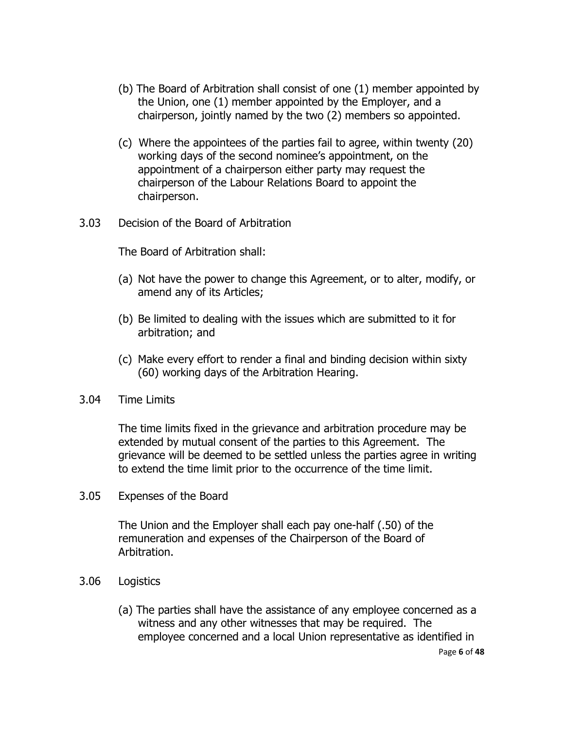(b) The Board of Arbitration shall consist of one (1) member appointed by the Union, one (1) member appointed by the Employer, and a chairperson, jointly named by the two (2) members so appointed.

(c) Where the appointees of the parties fail to agree, within twenty (20) working days of the second nominee's appointment, on the appointment of a chairperson either party may request the chairperson of the Labour Relations Board to appoint the chairperson.

3.03 Decision of the Board of Arbitration

The Board of Arbitration shall:

(a) Not have the power to change this Agreement, or to alter, modify, or amend any of its Articles;

(b) Be limited to dealing with the issues which are submitted to it for arbitration; and

(c) Make every effort to render a final and binding decision within sixty (60) working days of the Arbitration Hearing.

3.04 Time Limits

The time limits fixed in the grievance and arbitration procedure may be extended by mutual consent of the parties to this Agreement. The grievance will be deemed to be settled unless the parties agree in writing to extend the time limit prior to the occurrence of the time limit.

3.05 Expenses of the Board

The Union and the Employer shall each pay one-half (.50) of the remuneration and expenses of the Chairperson of the Board of Arbitration.

3.06 Logistics

(a) The parties shall have the assistance of any employee concerned as a witness and any other witnesses that may be required. The employee concerned and a local Union representative as identified in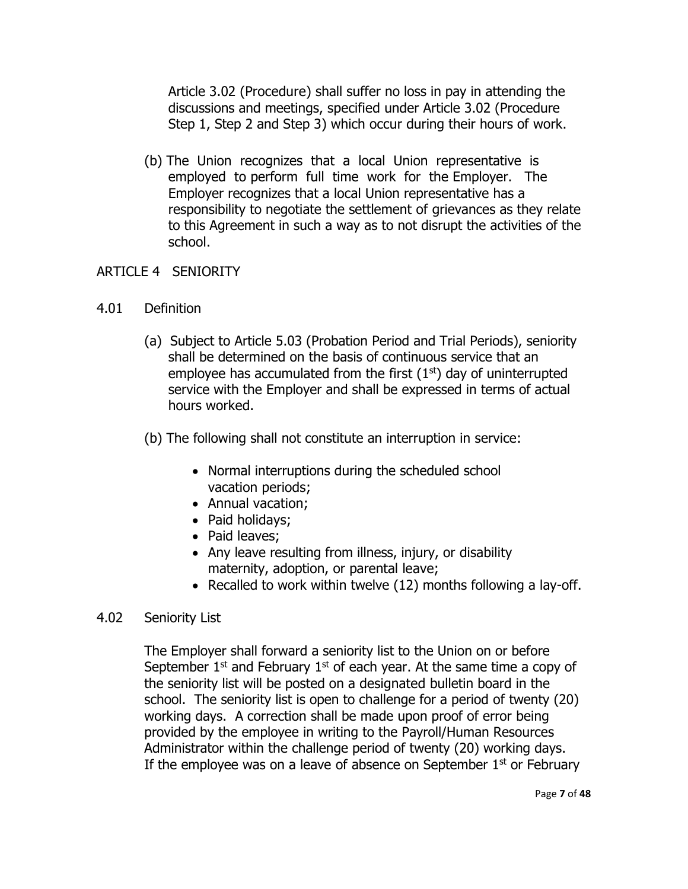Article 3.02 (Procedure) shall suffer no loss in pay in attending the discussions and meetings, specified under Article 3.02 (Procedure Step 1, Step 2 and Step 3) which occur during their hours of work.

(b) The Union recognizes that a local Union representative is employed to perform full time work for the Employer. The Employer recognizes that a local Union representative has a responsibility to negotiate the settlement of grievances as they relate to this Agreement in such a way as to not disrupt the activities of the school.

## ARTICLE 4 SENIORITY

### 4.01 Definition

(a) Subject to Article 5.03 (Probation Period and Trial Periods), seniority shall be determined on the basis of continuous service that an employee has accumulated from the first (1st) day of uninterrupted service with the Employer and shall be expressed in terms of actual hours worked.

(b) The following shall not constitute an interruption in service:

- Normal interruptions during the scheduled school vacation periods;
- Annual vacation;
- Paid holidays;
- Paid leaves;
- Any leave resulting from illness, injury, or disability maternity, adoption, or parental leave;
- Recalled to work within twelve (12) months following a lay-off.

### 4.02 Seniority List

The Employer shall forward a seniority list to the Union on or before September 1st and February 1st of each year. At the same time a copy of the seniority list will be posted on a designated bulletin board in the school. The seniority list is open to challenge for a period of twenty (20) working days. A correction shall be made upon proof of error being provided by the employee in writing to the Payroll/Human Resources Administrator within the challenge period of twenty (20) working days. If the employee was on a leave of absence on September 1st or February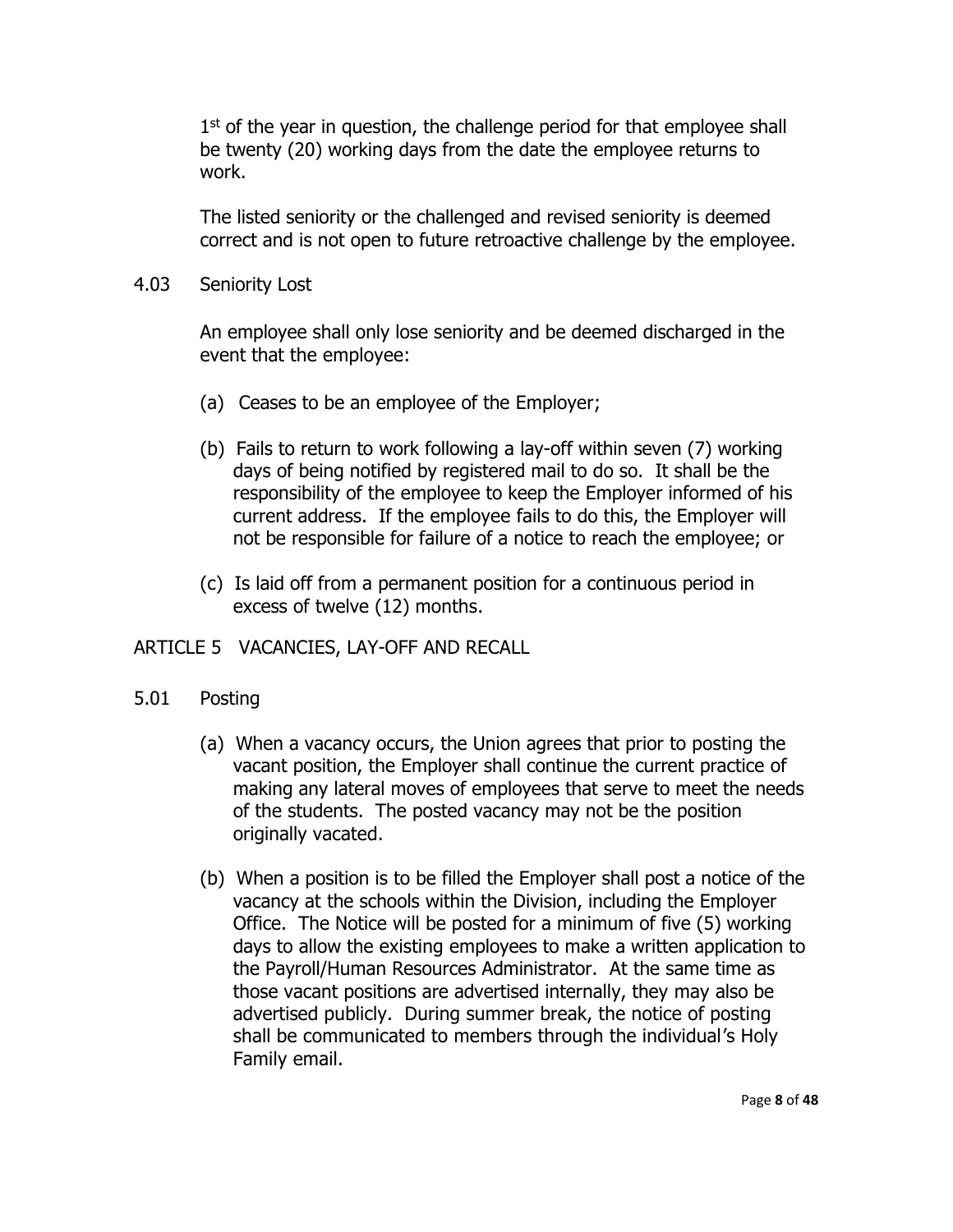1st of the year in question, the challenge period for that employee shall be twenty (20) working days from the date the employee returns to work.

The listed seniority or the challenged and revised seniority is deemed correct and is not open to future retroactive challenge by the employee.

4.03 Seniority Lost

An employee shall only lose seniority and be deemed discharged in the event that the employee:

(a) Ceases to be an employee of the Employer;

(b) Fails to return to work following a lay-off within seven (7) working days of being notified by registered mail to do so. It shall be the responsibility of the employee to keep the Employer informed of his current address. If the employee fails to do this, the Employer will not be responsible for failure of a notice to reach the employee; or

(c) Is laid off from a permanent position for a continuous period in excess of twelve (12) months.

## ARTICLE 5 VACANCIES, LAY-OFF AND RECALL

5.01 Posting

(a) When a vacancy occurs, the Union agrees that prior to posting the vacant position, the Employer shall continue the current practice of making any lateral moves of employees that serve to meet the needs of the students. The posted vacancy may not be the position originally vacated.

(b) When a position is to be filled the Employer shall post a notice of the vacancy at the schools within the Division, including the Employer Office. The Notice will be posted for a minimum of five (5) working days to allow the existing employees to make a written application to the Payroll/Human Resources Administrator. At the same time as those vacant positions are advertised internally, they may also be advertised publicly. During summer break, the notice of posting shall be communicated to members through the individual's Holy Family email.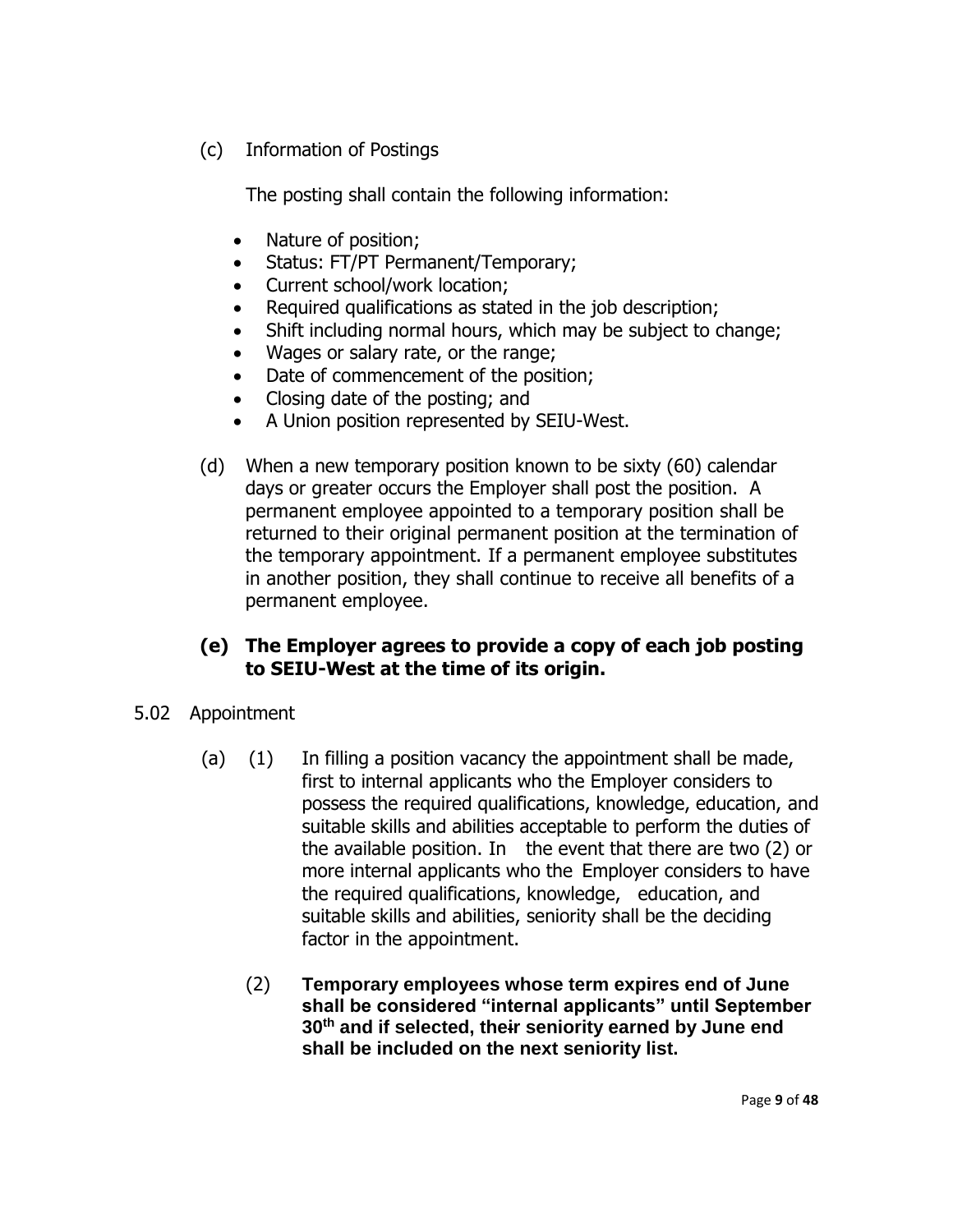(c) Information of Postings

The posting shall contain the following information:

- Nature of position;
- Status: FT/PT Permanent/Temporary;
- Current school/work location;
- Required qualifications as stated in the job description;
- Shift including normal hours, which may be subject to change;
- Wages or salary rate, or the range;
- Date of commencement of the position;
- Closing date of the posting; and
- A Union position represented by SEIU-West.

(d) When a new temporary position known to be sixty (60) calendar days or greater occurs the Employer shall post the position. A permanent employee appointed to a temporary position shall be returned to their original permanent position at the termination of the temporary appointment. If a permanent employee substitutes in another position, they shall continue to receive all benefits of a permanent employee.

**(e) The Employer agrees to provide a copy of each job posting to SEIU-West at the time of its origin.**

5.02 Appointment

(a) (1) In filling a position vacancy the appointment shall be made, first to internal applicants who the Employer considers to possess the required qualifications, knowledge, education, and suitable skills and abilities acceptable to perform the duties of the available position. In the event that there are two (2) or more internal applicants who the Employer considers to have the required qualifications, knowledge, education, and suitable skills and abilities, seniority shall be the deciding factor in the appointment.

(2) **Temporary employees whose term expires end of June shall be considered "internal applicants" until September 30th and if selected, their seniority earned by June end shall be included on the next seniority list.**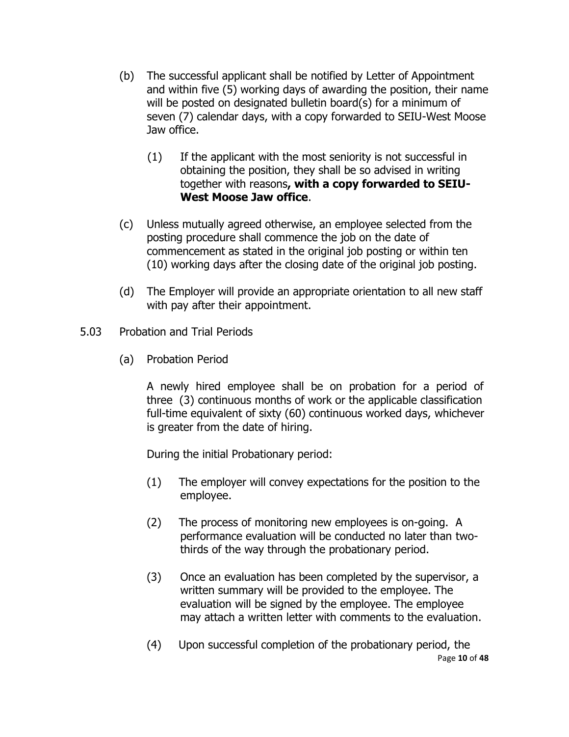(b) The successful applicant shall be notified by Letter of Appointment and within five (5) working days of awarding the position, their name will be posted on designated bulletin board(s) for a minimum of seven (7) calendar days, with a copy forwarded to SEIU-West Moose Jaw office.

    (1) If the applicant with the most seniority is not successful in obtaining the position, they shall be so advised in writing together with reasons**, with a copy forwarded to SEIU-West Moose Jaw office**.

(c) Unless mutually agreed otherwise, an employee selected from the posting procedure shall commence the job on the date of commencement as stated in the original job posting or within ten (10) working days after the closing date of the original job posting.

(d) The Employer will provide an appropriate orientation to all new staff with pay after their appointment.

5.03 Probation and Trial Periods

(a) Probation Period

A newly hired employee shall be on probation for a period of three (3) continuous months of work or the applicable classification full-time equivalent of sixty (60) continuous worked days, whichever is greater from the date of hiring.

During the initial Probationary period:

(1) The employer will convey expectations for the position to the employee.

(2) The process of monitoring new employees is on-going. A performance evaluation will be conducted no later than two-thirds of the way through the probationary period.

(3) Once an evaluation has been completed by the supervisor, a written summary will be provided to the employee. The evaluation will be signed by the employee. The employee may attach a written letter with comments to the evaluation.

(4) Upon successful completion of the probationary period, the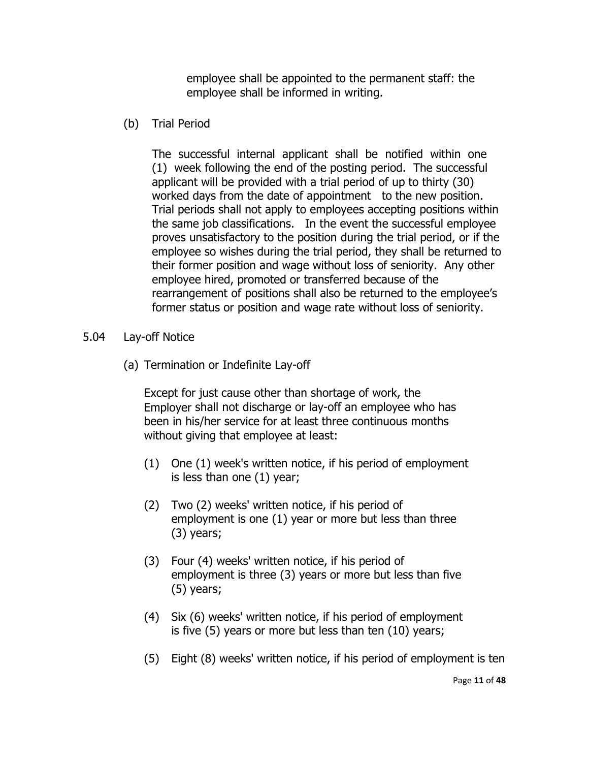employee shall be appointed to the permanent staff: the employee shall be informed in writing.

(b) Trial Period

The successful internal applicant shall be notified within one (1) week following the end of the posting period. The successful applicant will be provided with a trial period of up to thirty (30) worked days from the date of appointment to the new position. Trial periods shall not apply to employees accepting positions within the same job classifications. In the event the successful employee proves unsatisfactory to the position during the trial period, or if the employee so wishes during the trial period, they shall be returned to their former position and wage without loss of seniority. Any other employee hired, promoted or transferred because of the rearrangement of positions shall also be returned to the employee's former status or position and wage rate without loss of seniority.

5.04 Lay-off Notice

(a) Termination or Indefinite Lay-off

Except for just cause other than shortage of work, the Employer shall not discharge or lay-off an employee who has been in his/her service for at least three continuous months without giving that employee at least:

(1) One (1) week's written notice, if his period of employment is less than one (1) year;

(2) Two (2) weeks' written notice, if his period of employment is one (1) year or more but less than three (3) years;

(3) Four (4) weeks' written notice, if his period of employment is three (3) years or more but less than five (5) years;

(4) Six (6) weeks' written notice, if his period of employment is five (5) years or more but less than ten (10) years;

(5) Eight (8) weeks' written notice, if his period of employment is ten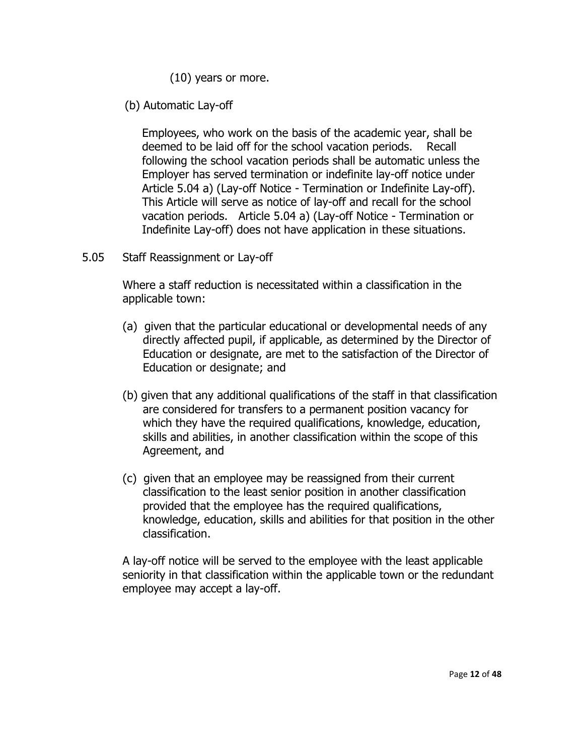(10) years or more.

(b) Automatic Lay-off

Employees, who work on the basis of the academic year, shall be deemed to be laid off for the school vacation periods. Recall following the school vacation periods shall be automatic unless the Employer has served termination or indefinite lay-off notice under Article 5.04 a) (Lay-off Notice - Termination or Indefinite Lay-off). This Article will serve as notice of lay-off and recall for the school vacation periods. Article 5.04 a) (Lay-off Notice - Termination or Indefinite Lay-off) does not have application in these situations.

5.05 Staff Reassignment or Lay-off

Where a staff reduction is necessitated within a classification in the applicable town:

(a) given that the particular educational or developmental needs of any directly affected pupil, if applicable, as determined by the Director of Education or designate, are met to the satisfaction of the Director of Education or designate; and

(b) given that any additional qualifications of the staff in that classification are considered for transfers to a permanent position vacancy for which they have the required qualifications, knowledge, education, skills and abilities, in another classification within the scope of this Agreement, and

(c) given that an employee may be reassigned from their current classification to the least senior position in another classification provided that the employee has the required qualifications, knowledge, education, skills and abilities for that position in the other classification.

A lay-off notice will be served to the employee with the least applicable seniority in that classification within the applicable town or the redundant employee may accept a lay-off.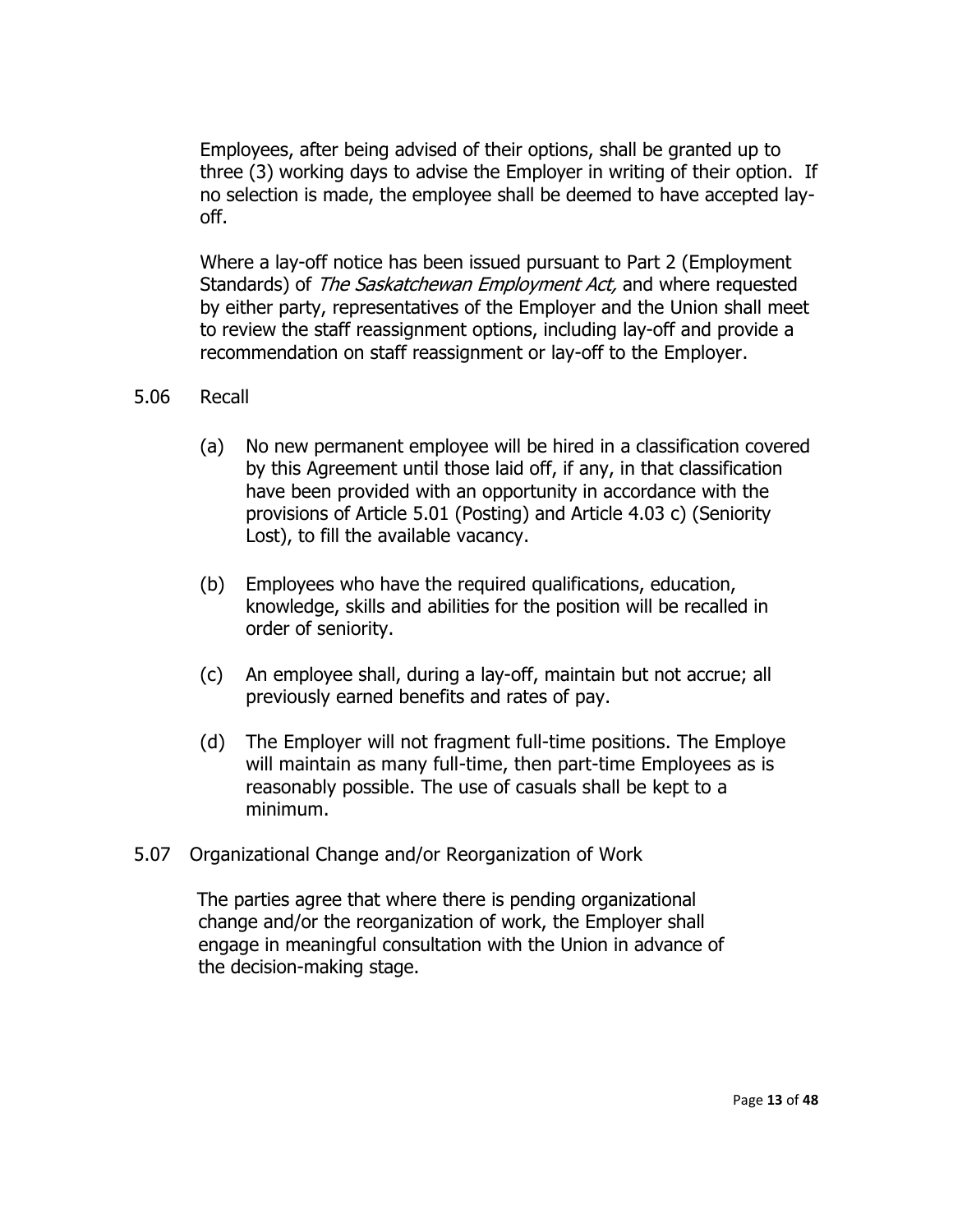Employees, after being advised of their options, shall be granted up to three (3) working days to advise the Employer in writing of their option. If no selection is made, the employee shall be deemed to have accepted lay-off.

Where a lay-off notice has been issued pursuant to Part 2 (Employment Standards) of *The Saskatchewan Employment Act,* and where requested by either party, representatives of the Employer and the Union shall meet to review the staff reassignment options, including lay-off and provide a recommendation on staff reassignment or lay-off to the Employer.

5.06 Recall

(a) No new permanent employee will be hired in a classification covered by this Agreement until those laid off, if any, in that classification have been provided with an opportunity in accordance with the provisions of Article 5.01 (Posting) and Article 4.03 c) (Seniority Lost), to fill the available vacancy.

(b) Employees who have the required qualifications, education, knowledge, skills and abilities for the position will be recalled in order of seniority.

(c) An employee shall, during a lay-off, maintain but not accrue; all previously earned benefits and rates of pay.

(d) The Employer will not fragment full-time positions. The Employe will maintain as many full-time, then part-time Employees as is reasonably possible. The use of casuals shall be kept to a minimum.

5.07 Organizational Change and/or Reorganization of Work

The parties agree that where there is pending organizational change and/or the reorganization of work, the Employer shall engage in meaningful consultation with the Union in advance of the decision-making stage.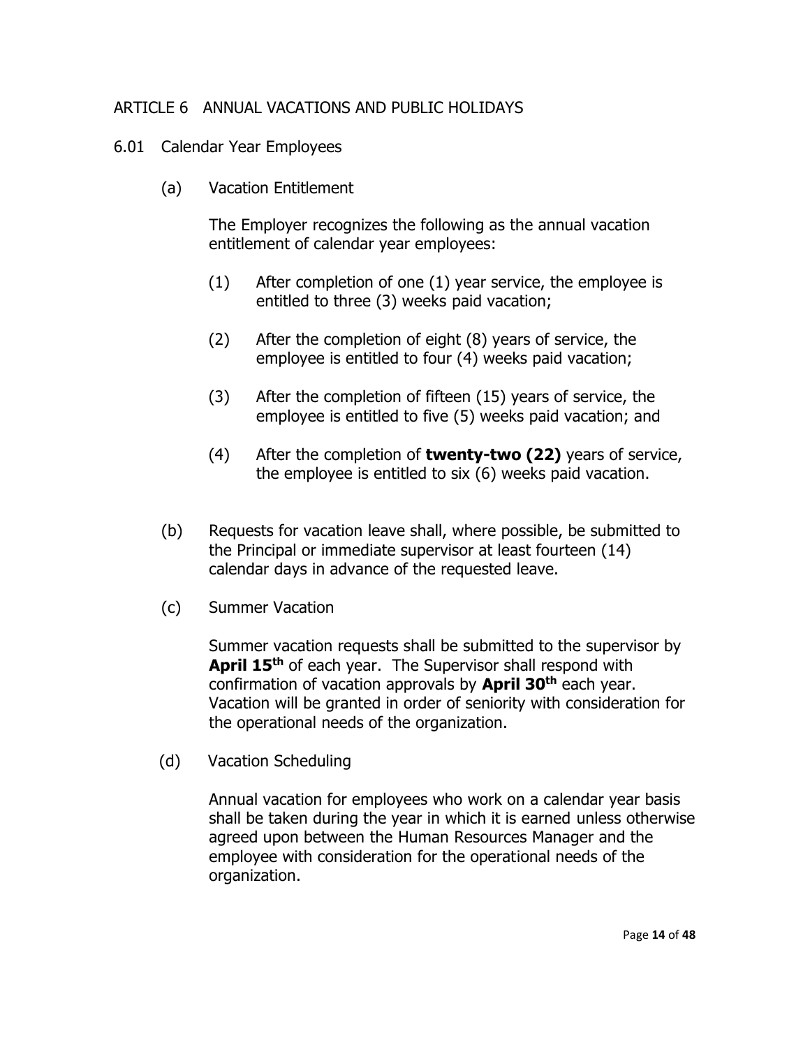## ARTICLE 6 ANNUAL VACATIONS AND PUBLIC HOLIDAYS

### 6.01 Calendar Year Employees

(a) Vacation Entitlement

The Employer recognizes the following as the annual vacation entitlement of calendar year employees:

(1) After completion of one (1) year service, the employee is entitled to three (3) weeks paid vacation;

(2) After the completion of eight (8) years of service, the employee is entitled to four (4) weeks paid vacation;

(3) After the completion of fifteen (15) years of service, the employee is entitled to five (5) weeks paid vacation; and

(4) After the completion of **twenty-two (22)** years of service, the employee is entitled to six (6) weeks paid vacation.

(b) Requests for vacation leave shall, where possible, be submitted to the Principal or immediate supervisor at least fourteen (14) calendar days in advance of the requested leave.

(c) Summer Vacation

Summer vacation requests shall be submitted to the supervisor by **April 15th** of each year. The Supervisor shall respond with confirmation of vacation approvals by **April 30th** each year. Vacation will be granted in order of seniority with consideration for the operational needs of the organization.

(d) Vacation Scheduling

Annual vacation for employees who work on a calendar year basis shall be taken during the year in which it is earned unless otherwise agreed upon between the Human Resources Manager and the employee with consideration for the operational needs of the organization.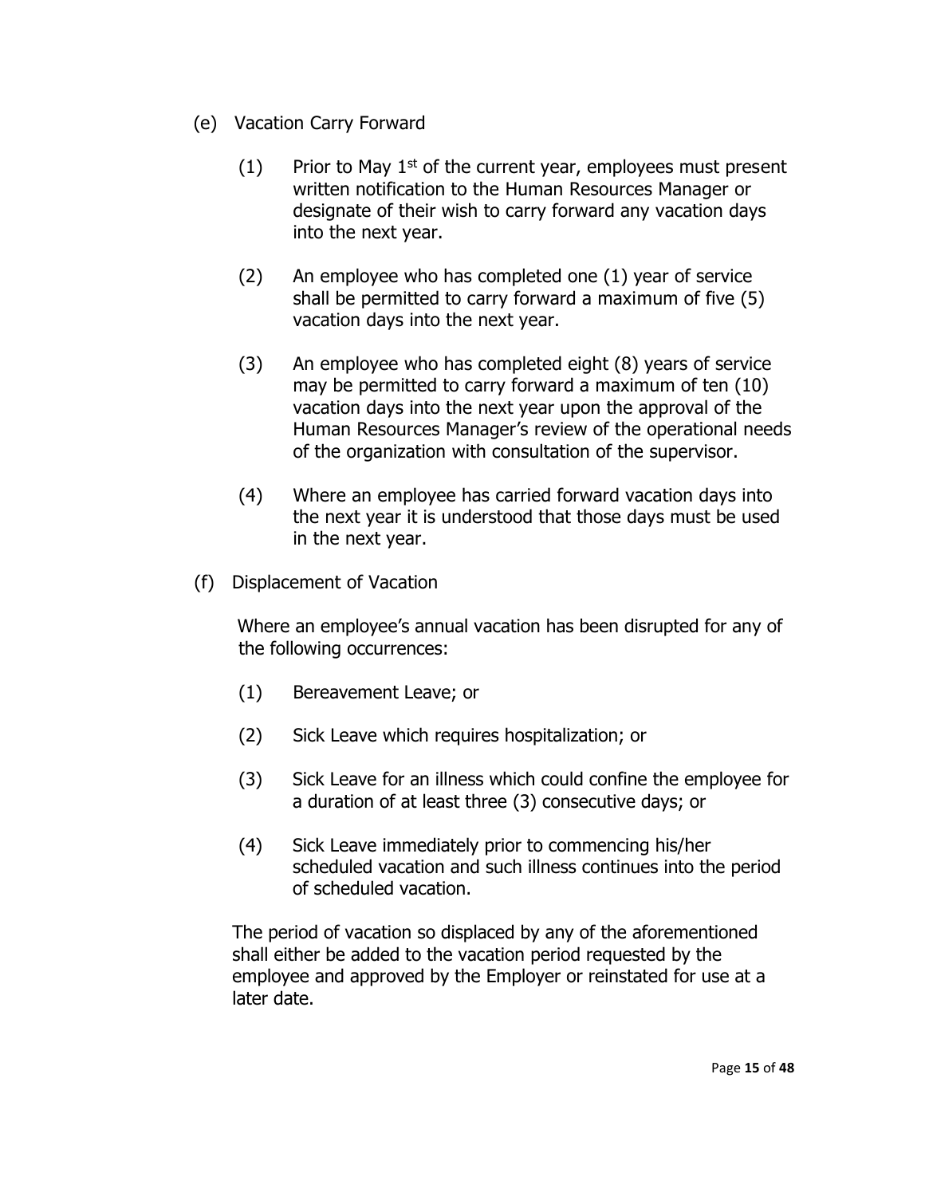(e) Vacation Carry Forward

(1) Prior to May 1st of the current year, employees must present written notification to the Human Resources Manager or designate of their wish to carry forward any vacation days into the next year.

(2) An employee who has completed one (1) year of service shall be permitted to carry forward a maximum of five (5) vacation days into the next year.

(3) An employee who has completed eight (8) years of service may be permitted to carry forward a maximum of ten (10) vacation days into the next year upon the approval of the Human Resources Manager's review of the operational needs of the organization with consultation of the supervisor.

(4) Where an employee has carried forward vacation days into the next year it is understood that those days must be used in the next year.

(f) Displacement of Vacation

Where an employee's annual vacation has been disrupted for any of the following occurrences:

(1) Bereavement Leave; or

(2) Sick Leave which requires hospitalization; or

(3) Sick Leave for an illness which could confine the employee for a duration of at least three (3) consecutive days; or

(4) Sick Leave immediately prior to commencing his/her scheduled vacation and such illness continues into the period of scheduled vacation.

The period of vacation so displaced by any of the aforementioned shall either be added to the vacation period requested by the employee and approved by the Employer or reinstated for use at a later date.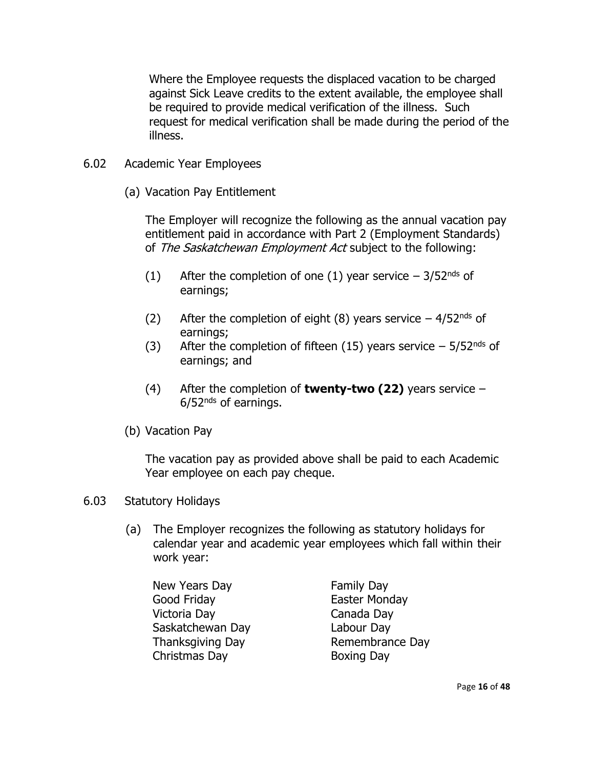Where the Employee requests the displaced vacation to be charged against Sick Leave credits to the extent available, the employee shall be required to provide medical verification of the illness. Such request for medical verification shall be made during the period of the illness.

6.02 Academic Year Employees

(a) Vacation Pay Entitlement

The Employer will recognize the following as the annual vacation pay entitlement paid in accordance with Part 2 (Employment Standards) of *The Saskatchewan Employment Act* subject to the following:

(1) After the completion of one (1) year service – 3/52nds of earnings;

(2) After the completion of eight (8) years service – 4/52nds of earnings;

(3) After the completion of fifteen (15) years service – 5/52nds of earnings; and

(4) After the completion of **twenty-two (22)** years service – 6/52nds of earnings.

(b) Vacation Pay

The vacation pay as provided above shall be paid to each Academic Year employee on each pay cheque.

6.03 Statutory Holidays

(a) The Employer recognizes the following as statutory holidays for calendar year and academic year employees which fall within their work year:

| | |
|---|---|
| New Years Day | Family Day |
| Good Friday | Easter Monday |
| Victoria Day | Canada Day |
| Saskatchewan Day | Labour Day |
| Thanksgiving Day | Remembrance Day |
| Christmas Day | Boxing Day |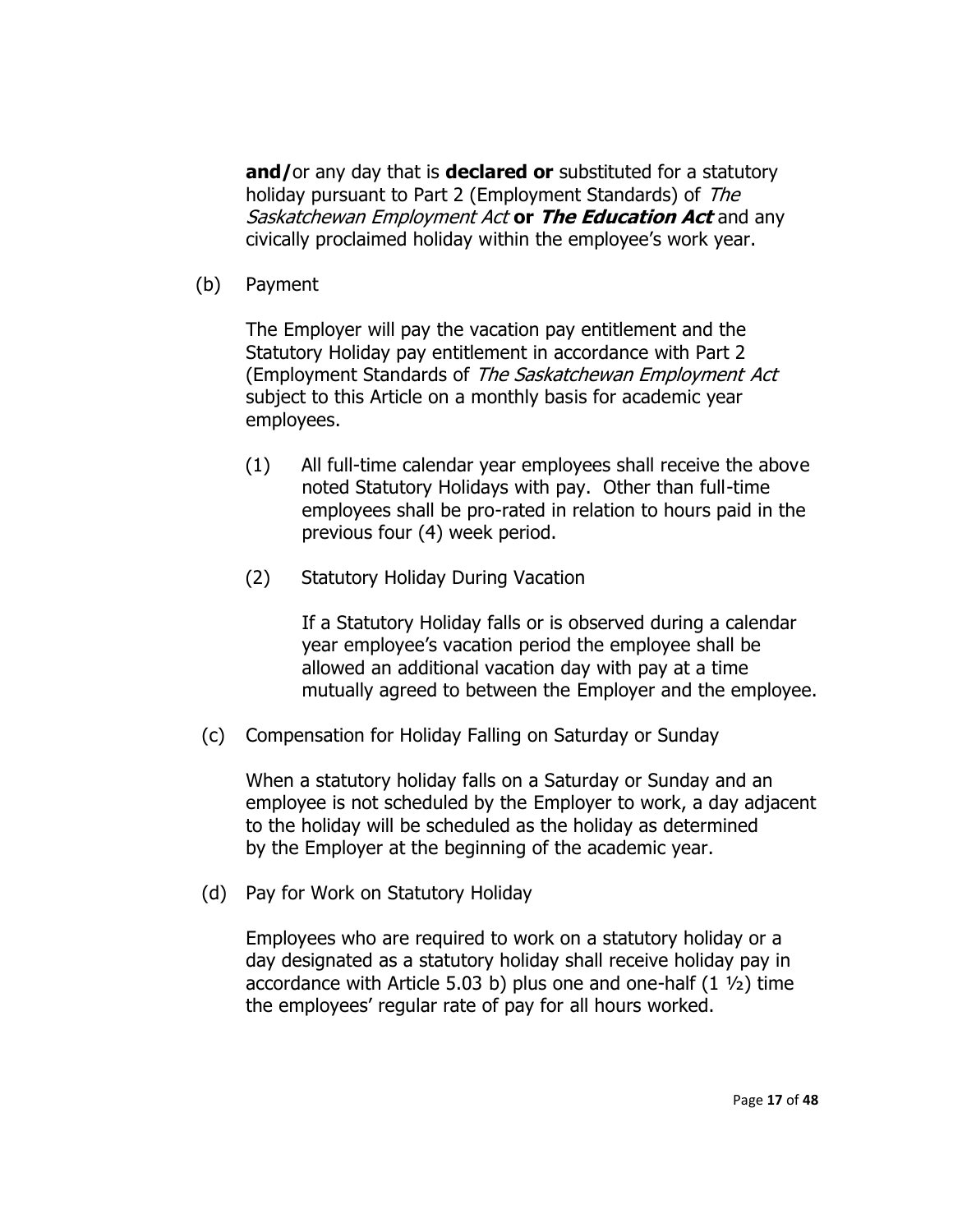**and/**or any day that is **declared or** substituted for a statutory holiday pursuant to Part 2 (Employment Standards) of *The Saskatchewan Employment Act* **or *The Education Act*** and any civically proclaimed holiday within the employee's work year.

(b) Payment

The Employer will pay the vacation pay entitlement and the Statutory Holiday pay entitlement in accordance with Part 2 (Employment Standards of *The Saskatchewan Employment Act* subject to this Article on a monthly basis for academic year employees.

(1) All full-time calendar year employees shall receive the above noted Statutory Holidays with pay. Other than full-time employees shall be pro-rated in relation to hours paid in the previous four (4) week period.

(2) Statutory Holiday During Vacation

If a Statutory Holiday falls or is observed during a calendar year employee's vacation period the employee shall be allowed an additional vacation day with pay at a time mutually agreed to between the Employer and the employee.

(c) Compensation for Holiday Falling on Saturday or Sunday

When a statutory holiday falls on a Saturday or Sunday and an employee is not scheduled by the Employer to work, a day adjacent to the holiday will be scheduled as the holiday as determined by the Employer at the beginning of the academic year.

(d) Pay for Work on Statutory Holiday

Employees who are required to work on a statutory holiday or a day designated as a statutory holiday shall receive holiday pay in accordance with Article 5.03 b) plus one and one-half (1 ½) time the employees' regular rate of pay for all hours worked.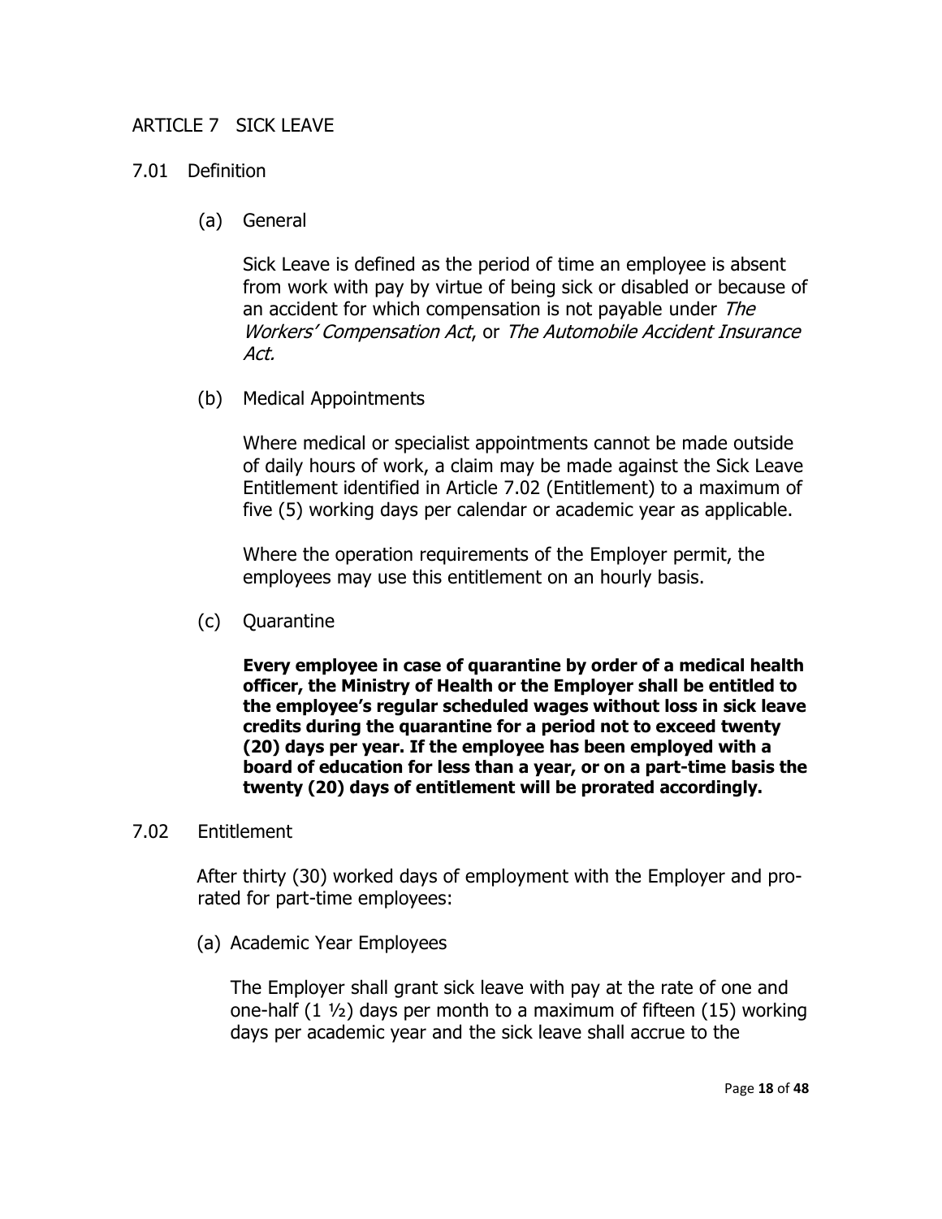## ARTICLE 7 SICK LEAVE

### 7.01 Definition

(a) General

Sick Leave is defined as the period of time an employee is absent from work with pay by virtue of being sick or disabled or because of an accident for which compensation is not payable under *The Workers' Compensation Act*, or *The Automobile Accident Insurance Act.*

(b) Medical Appointments

Where medical or specialist appointments cannot be made outside of daily hours of work, a claim may be made against the Sick Leave Entitlement identified in Article 7.02 (Entitlement) to a maximum of five (5) working days per calendar or academic year as applicable.

Where the operation requirements of the Employer permit, the employees may use this entitlement on an hourly basis.

(c) Quarantine

**Every employee in case of quarantine by order of a medical health officer, the Ministry of Health or the Employer shall be entitled to the employee's regular scheduled wages without loss in sick leave credits during the quarantine for a period not to exceed twenty (20) days per year. If the employee has been employed with a board of education for less than a year, or on a part-time basis the twenty (20) days of entitlement will be prorated accordingly.**

### 7.02 Entitlement

After thirty (30) worked days of employment with the Employer and pro-rated for part-time employees:

(a) Academic Year Employees

The Employer shall grant sick leave with pay at the rate of one and one-half (1 ½) days per month to a maximum of fifteen (15) working days per academic year and the sick leave shall accrue to the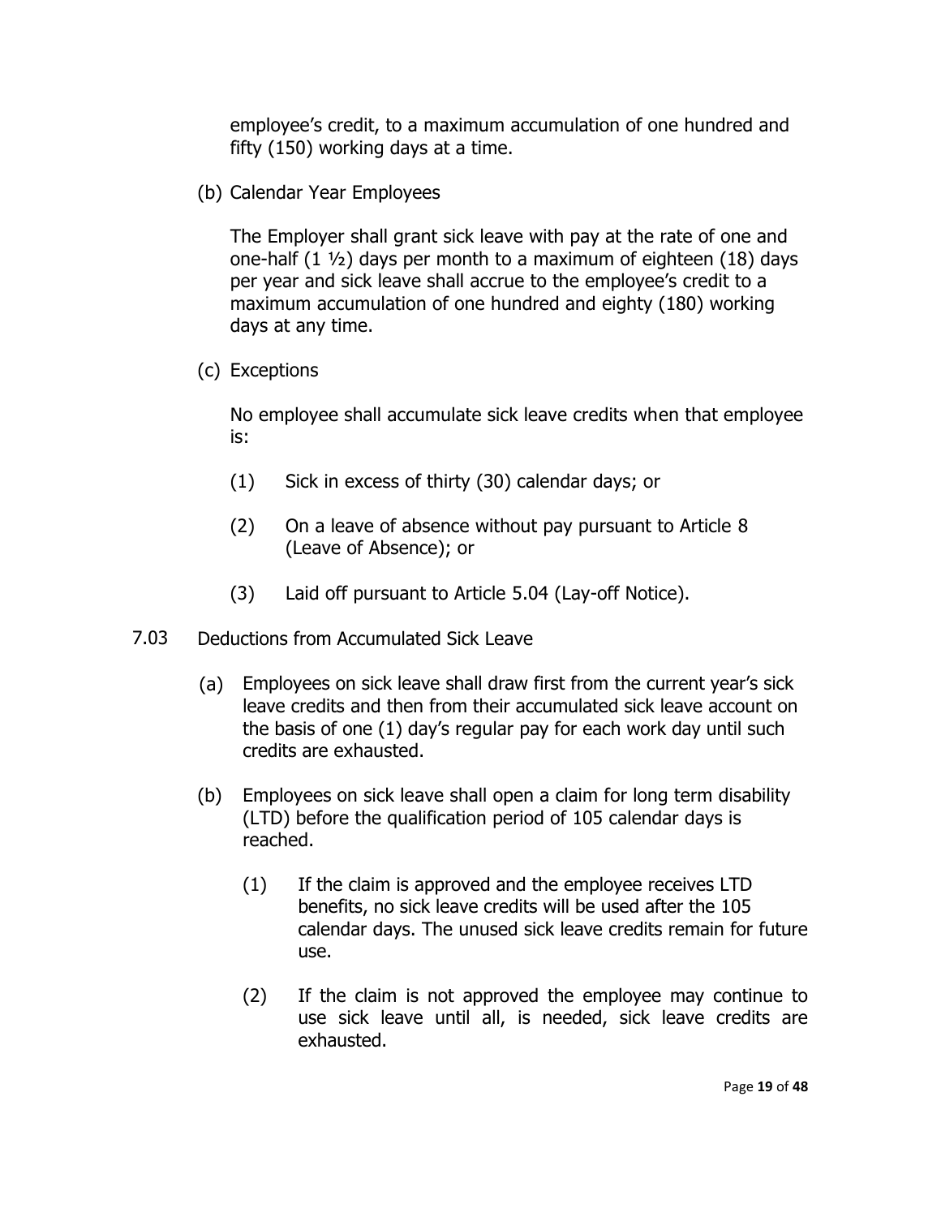employee's credit, to a maximum accumulation of one hundred and fifty (150) working days at a time.

(b) Calendar Year Employees

The Employer shall grant sick leave with pay at the rate of one and one-half (1 ½) days per month to a maximum of eighteen (18) days per year and sick leave shall accrue to the employee's credit to a maximum accumulation of one hundred and eighty (180) working days at any time.

(c) Exceptions

No employee shall accumulate sick leave credits when that employee is:

(1) Sick in excess of thirty (30) calendar days; or

(2) On a leave of absence without pay pursuant to Article 8 (Leave of Absence); or

(3) Laid off pursuant to Article 5.04 (Lay-off Notice).

7.03 Deductions from Accumulated Sick Leave

(a) Employees on sick leave shall draw first from the current year's sick leave credits and then from their accumulated sick leave account on the basis of one (1) day's regular pay for each work day until such credits are exhausted.

(b) Employees on sick leave shall open a claim for long term disability (LTD) before the qualification period of 105 calendar days is reached.

(1) If the claim is approved and the employee receives LTD benefits, no sick leave credits will be used after the 105 calendar days. The unused sick leave credits remain for future use.

(2) If the claim is not approved the employee may continue to use sick leave until all, is needed, sick leave credits are exhausted.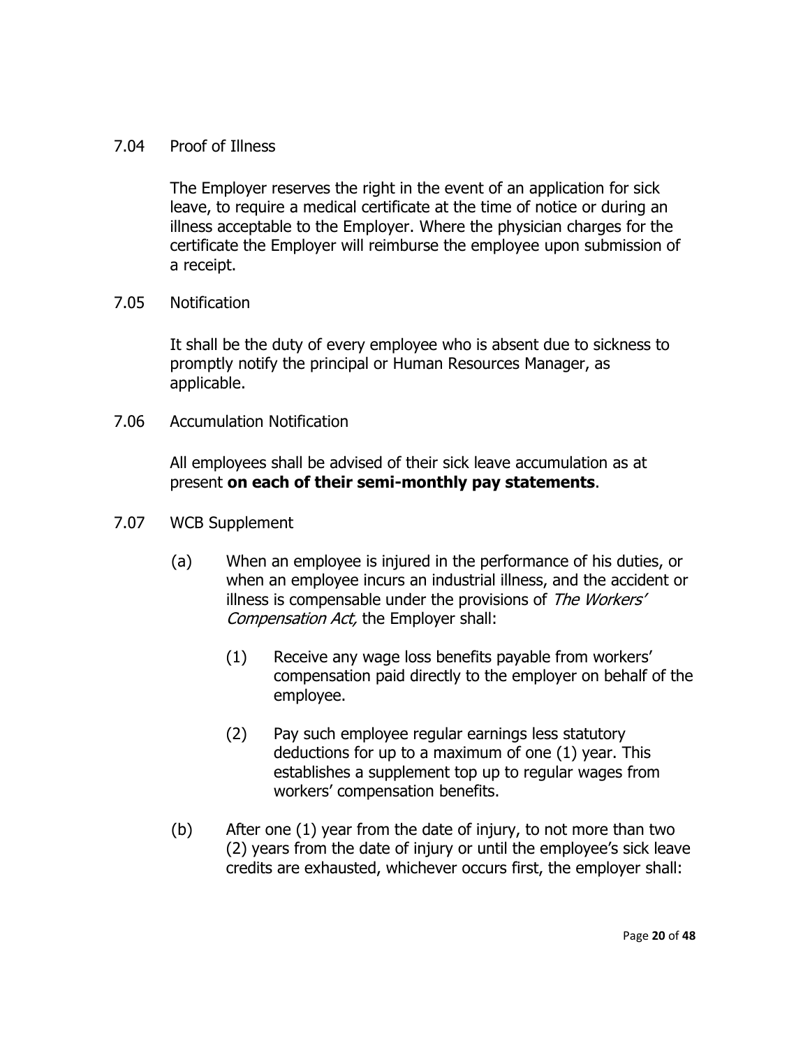7.04 Proof of Illness

The Employer reserves the right in the event of an application for sick leave, to require a medical certificate at the time of notice or during an illness acceptable to the Employer. Where the physician charges for the certificate the Employer will reimburse the employee upon submission of a receipt.

7.05 Notification

It shall be the duty of every employee who is absent due to sickness to promptly notify the principal or Human Resources Manager, as applicable.

7.06 Accumulation Notification

All employees shall be advised of their sick leave accumulation as at present **on each of their semi-monthly pay statements**.

7.07 WCB Supplement

(a) When an employee is injured in the performance of his duties, or when an employee incurs an industrial illness, and the accident or illness is compensable under the provisions of *The Workers' Compensation Act,* the Employer shall:

(1) Receive any wage loss benefits payable from workers' compensation paid directly to the employer on behalf of the employee.

(2) Pay such employee regular earnings less statutory deductions for up to a maximum of one (1) year. This establishes a supplement top up to regular wages from workers' compensation benefits.

(b) After one (1) year from the date of injury, to not more than two (2) years from the date of injury or until the employee's sick leave credits are exhausted, whichever occurs first, the employer shall: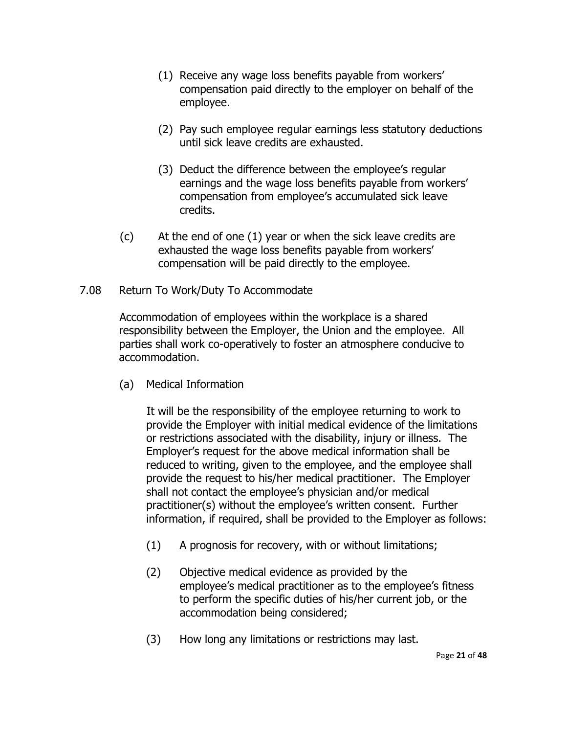(1) Receive any wage loss benefits payable from workers' compensation paid directly to the employer on behalf of the employee.

(2) Pay such employee regular earnings less statutory deductions until sick leave credits are exhausted.

(3) Deduct the difference between the employee's regular earnings and the wage loss benefits payable from workers' compensation from employee's accumulated sick leave credits.

(c) At the end of one (1) year or when the sick leave credits are exhausted the wage loss benefits payable from workers' compensation will be paid directly to the employee.

7.08 Return To Work/Duty To Accommodate

Accommodation of employees within the workplace is a shared responsibility between the Employer, the Union and the employee. All parties shall work co-operatively to foster an atmosphere conducive to accommodation.

(a) Medical Information

It will be the responsibility of the employee returning to work to provide the Employer with initial medical evidence of the limitations or restrictions associated with the disability, injury or illness. The Employer's request for the above medical information shall be reduced to writing, given to the employee, and the employee shall provide the request to his/her medical practitioner. The Employer shall not contact the employee's physician and/or medical practitioner(s) without the employee's written consent. Further information, if required, shall be provided to the Employer as follows:

(1) A prognosis for recovery, with or without limitations;

(2) Objective medical evidence as provided by the employee's medical practitioner as to the employee's fitness to perform the specific duties of his/her current job, or the accommodation being considered;

(3) How long any limitations or restrictions may last.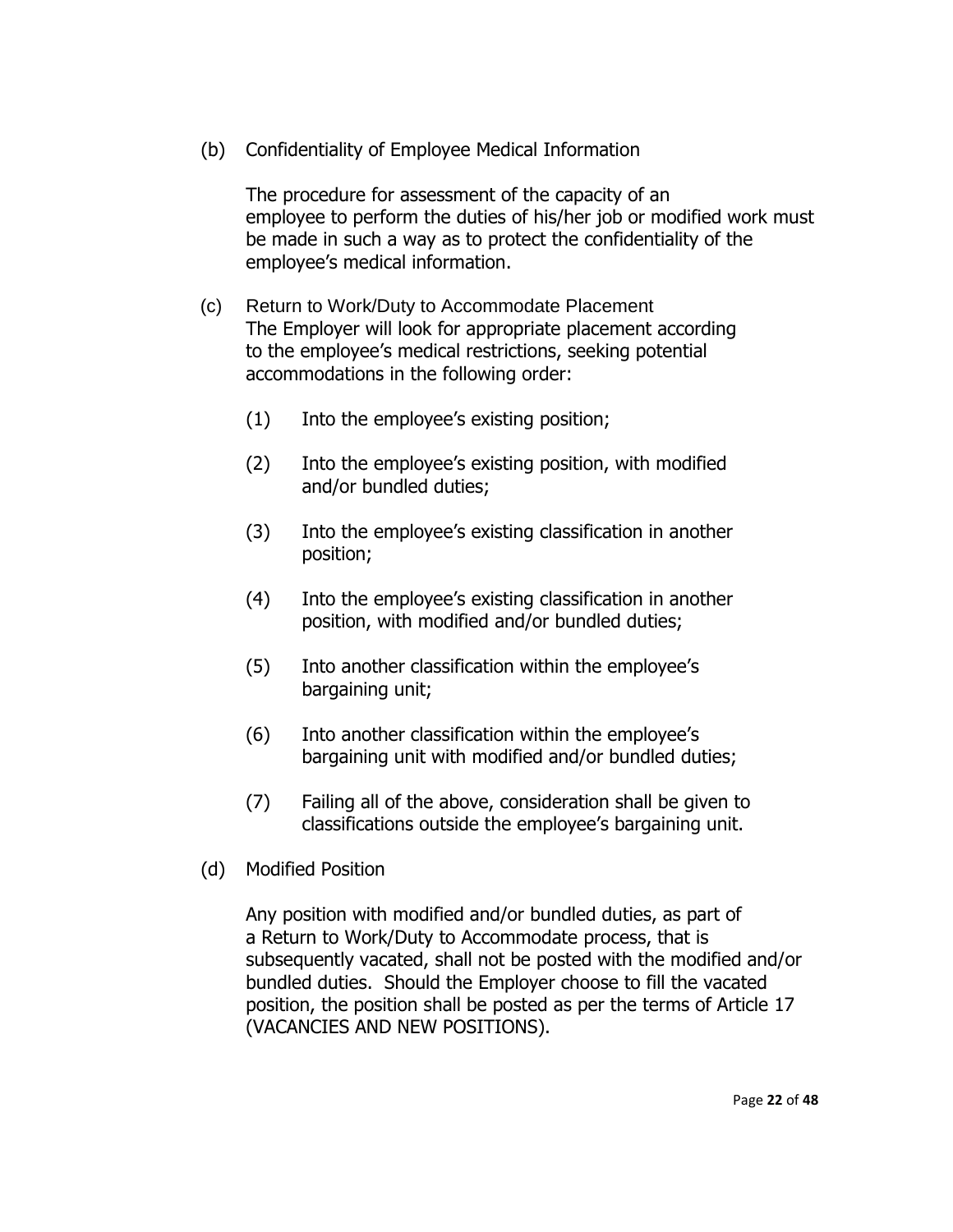(b) Confidentiality of Employee Medical Information

The procedure for assessment of the capacity of an employee to perform the duties of his/her job or modified work must be made in such a way as to protect the confidentiality of the employee's medical information.

(c) Return to Work/Duty to Accommodate Placement
The Employer will look for appropriate placement according to the employee's medical restrictions, seeking potential accommodations in the following order:

(1) Into the employee's existing position;

(2) Into the employee's existing position, with modified and/or bundled duties;

(3) Into the employee's existing classification in another position;

(4) Into the employee's existing classification in another position, with modified and/or bundled duties;

(5) Into another classification within the employee's bargaining unit;

(6) Into another classification within the employee's bargaining unit with modified and/or bundled duties;

(7) Failing all of the above, consideration shall be given to classifications outside the employee's bargaining unit.

(d) Modified Position

Any position with modified and/or bundled duties, as part of a Return to Work/Duty to Accommodate process, that is subsequently vacated, shall not be posted with the modified and/or bundled duties. Should the Employer choose to fill the vacated position, the position shall be posted as per the terms of Article 17 (VACANCIES AND NEW POSITIONS).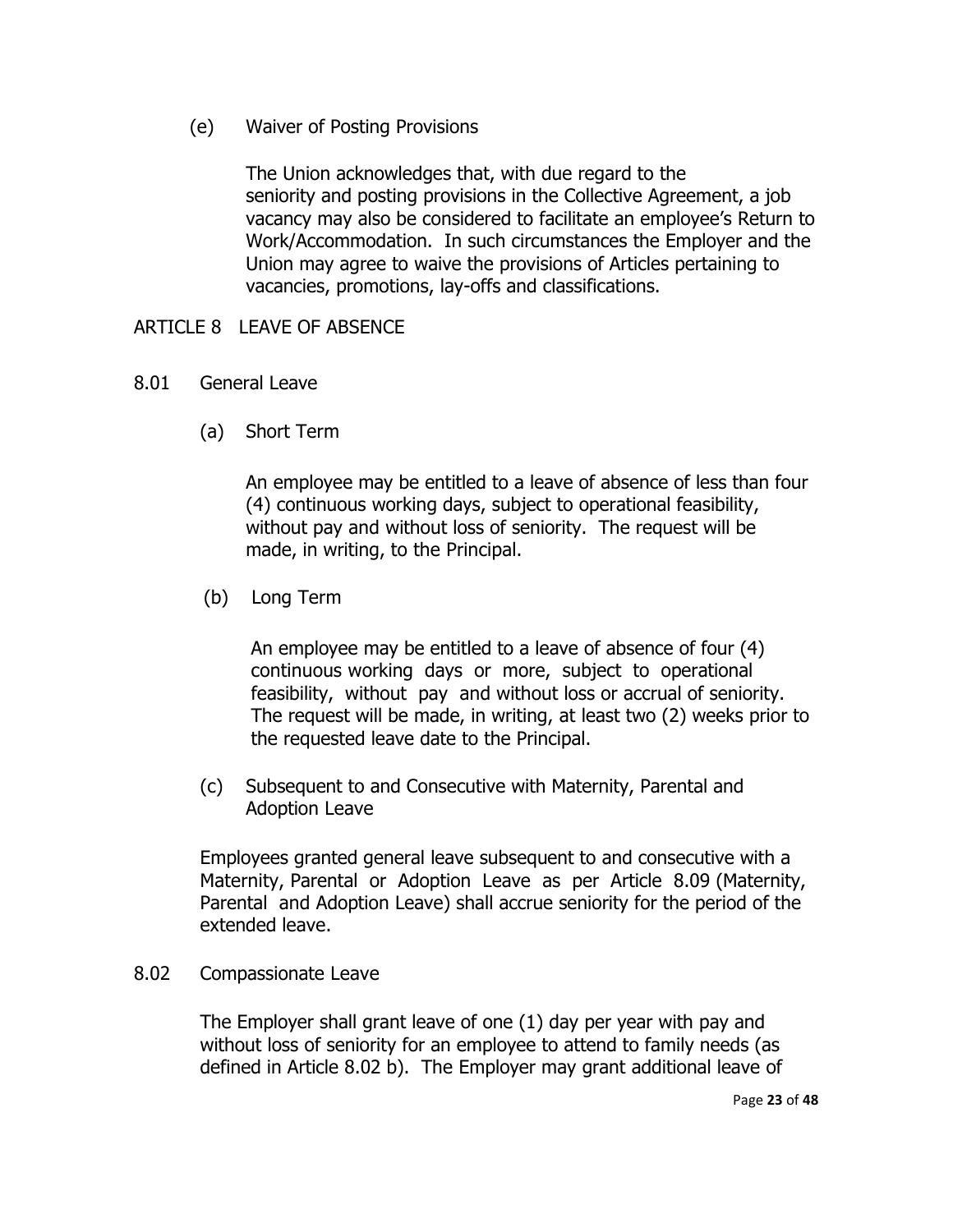(e) Waiver of Posting Provisions

The Union acknowledges that, with due regard to the seniority and posting provisions in the Collective Agreement, a job vacancy may also be considered to facilitate an employee's Return to Work/Accommodation. In such circumstances the Employer and the Union may agree to waive the provisions of Articles pertaining to vacancies, promotions, lay-offs and classifications.

## ARTICLE 8 LEAVE OF ABSENCE

### 8.01 General Leave

(a) Short Term

An employee may be entitled to a leave of absence of less than four (4) continuous working days, subject to operational feasibility, without pay and without loss of seniority. The request will be made, in writing, to the Principal.

(b) Long Term

An employee may be entitled to a leave of absence of four (4) continuous working days or more, subject to operational feasibility, without pay and without loss or accrual of seniority. The request will be made, in writing, at least two (2) weeks prior to the requested leave date to the Principal.

(c) Subsequent to and Consecutive with Maternity, Parental and Adoption Leave

Employees granted general leave subsequent to and consecutive with a Maternity, Parental or Adoption Leave as per Article 8.09 (Maternity, Parental and Adoption Leave) shall accrue seniority for the period of the extended leave.

### 8.02 Compassionate Leave

The Employer shall grant leave of one (1) day per year with pay and without loss of seniority for an employee to attend to family needs (as defined in Article 8.02 b). The Employer may grant additional leave of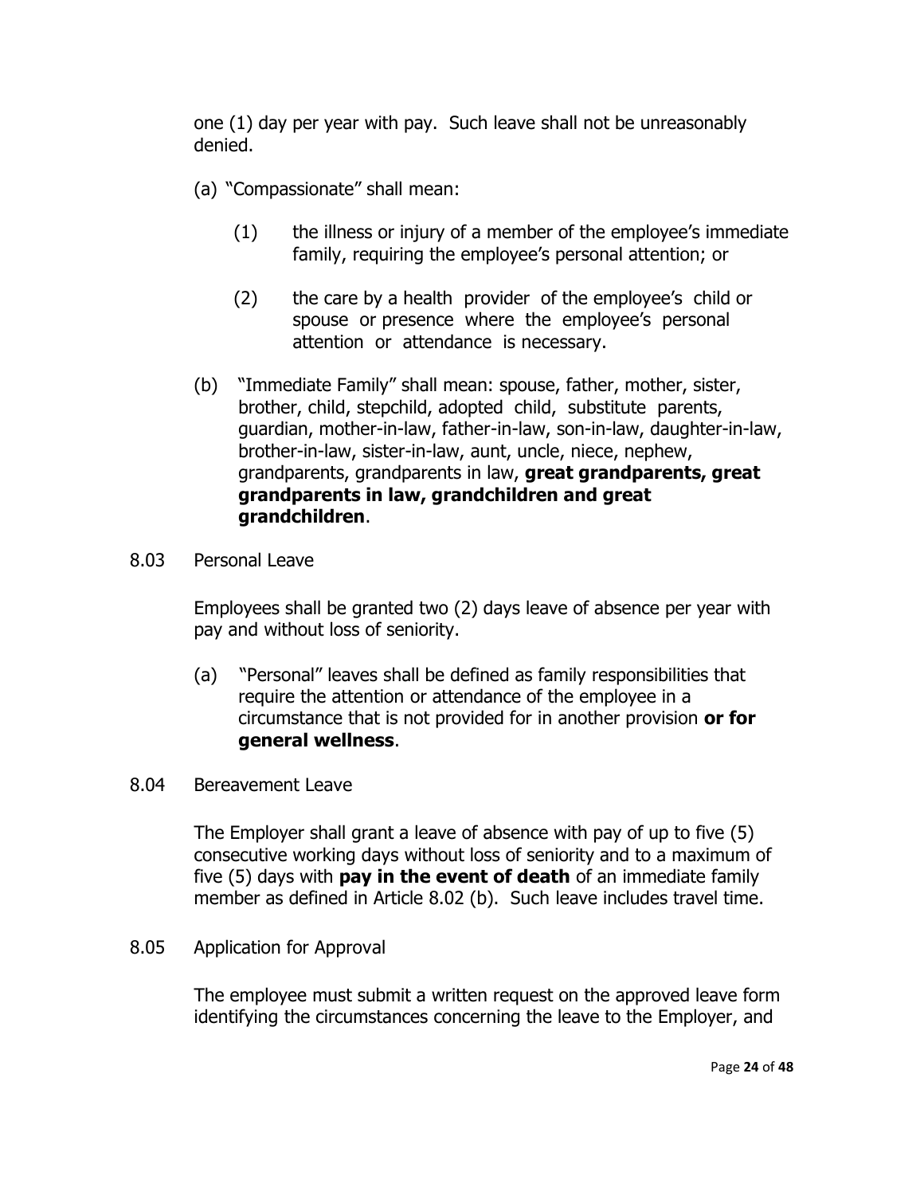one (1) day per year with pay. Such leave shall not be unreasonably denied.

(a) "Compassionate" shall mean:

(1) the illness or injury of a member of the employee's immediate family, requiring the employee's personal attention; or

(2) the care by a health provider of the employee's child or spouse or presence where the employee's personal attention or attendance is necessary.

(b) "Immediate Family" shall mean: spouse, father, mother, sister, brother, child, stepchild, adopted child, substitute parents, guardian, mother-in-law, father-in-law, son-in-law, daughter-in-law, brother-in-law, sister-in-law, aunt, uncle, niece, nephew, grandparents, grandparents in law, **great grandparents, great grandparents in law, grandchildren and great grandchildren**.

8.03 Personal Leave

Employees shall be granted two (2) days leave of absence per year with pay and without loss of seniority.

(a) "Personal" leaves shall be defined as family responsibilities that require the attention or attendance of the employee in a circumstance that is not provided for in another provision **or for general wellness**.

8.04 Bereavement Leave

The Employer shall grant a leave of absence with pay of up to five (5) consecutive working days without loss of seniority and to a maximum of five (5) days with **pay in the event of death** of an immediate family member as defined in Article 8.02 (b). Such leave includes travel time.

8.05 Application for Approval

The employee must submit a written request on the approved leave form identifying the circumstances concerning the leave to the Employer, and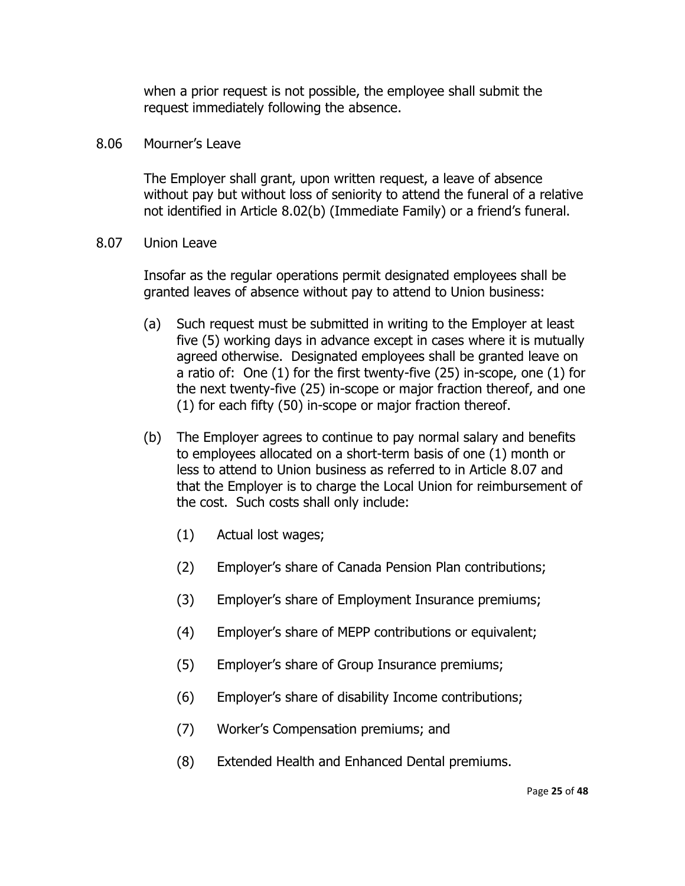when a prior request is not possible, the employee shall submit the request immediately following the absence.

8.06 Mourner's Leave

The Employer shall grant, upon written request, a leave of absence without pay but without loss of seniority to attend the funeral of a relative not identified in Article 8.02(b) (Immediate Family) or a friend's funeral.

8.07 Union Leave

Insofar as the regular operations permit designated employees shall be granted leaves of absence without pay to attend to Union business:

(a) Such request must be submitted in writing to the Employer at least five (5) working days in advance except in cases where it is mutually agreed otherwise. Designated employees shall be granted leave on a ratio of: One (1) for the first twenty-five (25) in-scope, one (1) for the next twenty-five (25) in-scope or major fraction thereof, and one (1) for each fifty (50) in-scope or major fraction thereof.

(b) The Employer agrees to continue to pay normal salary and benefits to employees allocated on a short-term basis of one (1) month or less to attend to Union business as referred to in Article 8.07 and that the Employer is to charge the Local Union for reimbursement of the cost. Such costs shall only include:

(1) Actual lost wages;

(2) Employer's share of Canada Pension Plan contributions;

(3) Employer's share of Employment Insurance premiums;

(4) Employer's share of MEPP contributions or equivalent;

(5) Employer's share of Group Insurance premiums;

(6) Employer's share of disability Income contributions;

(7) Worker's Compensation premiums; and

(8) Extended Health and Enhanced Dental premiums.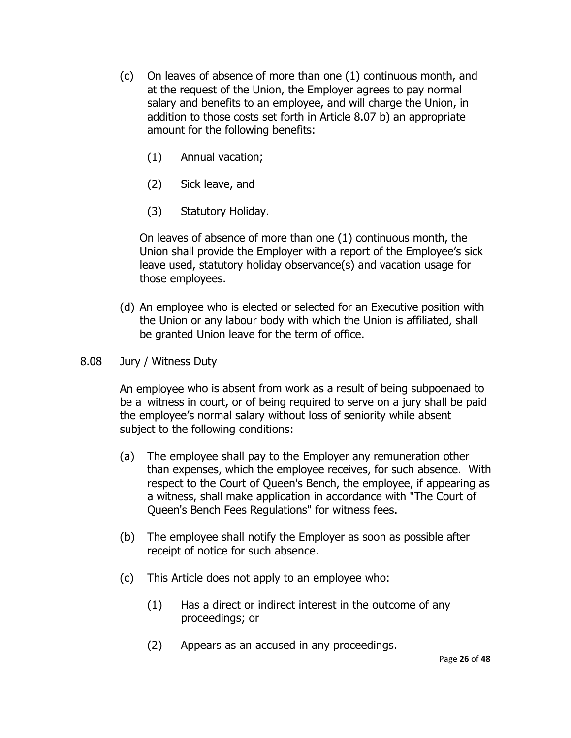(c) On leaves of absence of more than one (1) continuous month, and at the request of the Union, the Employer agrees to pay normal salary and benefits to an employee, and will charge the Union, in addition to those costs set forth in Article 8.07 b) an appropriate amount for the following benefits:

   (1) Annual vacation;

   (2) Sick leave, and

   (3) Statutory Holiday.

   On leaves of absence of more than one (1) continuous month, the Union shall provide the Employer with a report of the Employee's sick leave used, statutory holiday observance(s) and vacation usage for those employees.

(d) An employee who is elected or selected for an Executive position with the Union or any labour body with which the Union is affiliated, shall be granted Union leave for the term of office.

8.08 Jury / Witness Duty

An employee who is absent from work as a result of being subpoenaed to be a witness in court, or of being required to serve on a jury shall be paid the employee's normal salary without loss of seniority while absent subject to the following conditions:

(a) The employee shall pay to the Employer any remuneration other than expenses, which the employee receives, for such absence. With respect to the Court of Queen's Bench, the employee, if appearing as a witness, shall make application in accordance with "The Court of Queen's Bench Fees Regulations" for witness fees.

(b) The employee shall notify the Employer as soon as possible after receipt of notice for such absence.

(c) This Article does not apply to an employee who:

   (1) Has a direct or indirect interest in the outcome of any proceedings; or

   (2) Appears as an accused in any proceedings.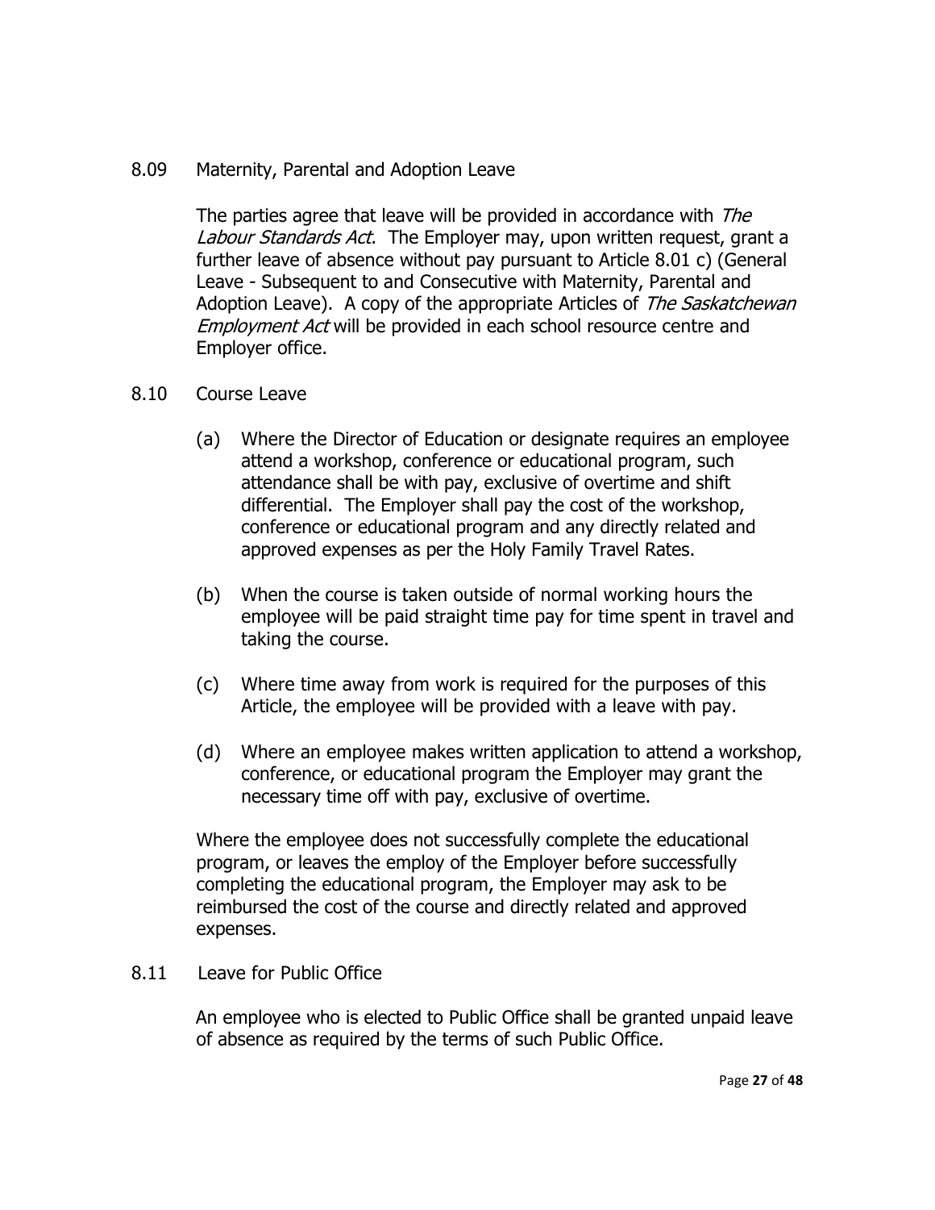8.09 Maternity, Parental and Adoption Leave

The parties agree that leave will be provided in accordance with *The Labour Standards Act*. The Employer may, upon written request, grant a further leave of absence without pay pursuant to Article 8.01 c) (General Leave - Subsequent to and Consecutive with Maternity, Parental and Adoption Leave). A copy of the appropriate Articles of *The Saskatchewan Employment Act* will be provided in each school resource centre and Employer office.

8.10 Course Leave

(a) Where the Director of Education or designate requires an employee attend a workshop, conference or educational program, such attendance shall be with pay, exclusive of overtime and shift differential. The Employer shall pay the cost of the workshop, conference or educational program and any directly related and approved expenses as per the Holy Family Travel Rates.

(b) When the course is taken outside of normal working hours the employee will be paid straight time pay for time spent in travel and taking the course.

(c) Where time away from work is required for the purposes of this Article, the employee will be provided with a leave with pay.

(d) Where an employee makes written application to attend a workshop, conference, or educational program the Employer may grant the necessary time off with pay, exclusive of overtime.

Where the employee does not successfully complete the educational program, or leaves the employ of the Employer before successfully completing the educational program, the Employer may ask to be reimbursed the cost of the course and directly related and approved expenses.

8.11 Leave for Public Office

An employee who is elected to Public Office shall be granted unpaid leave of absence as required by the terms of such Public Office.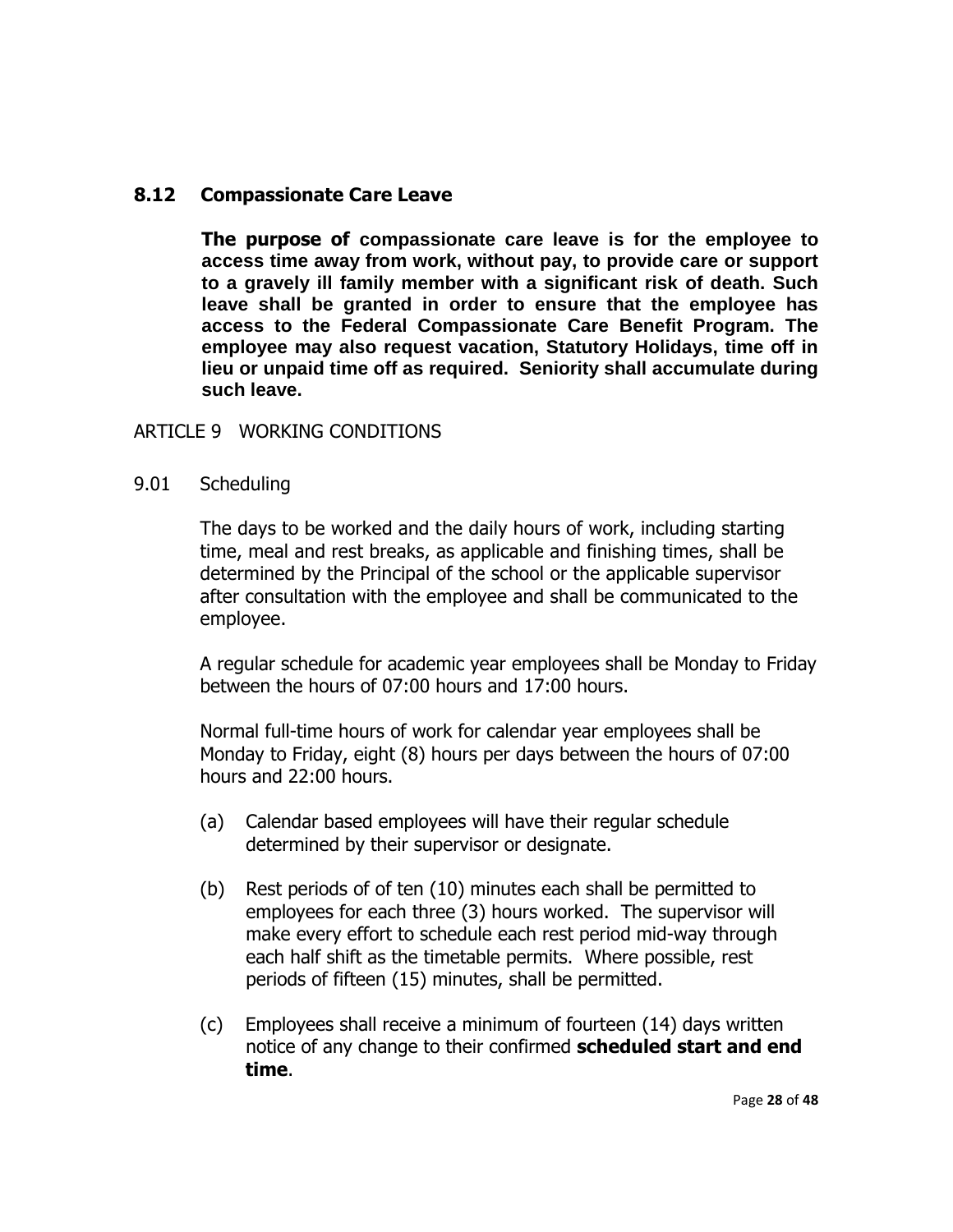### 8.12 Compassionate Care Leave

**The purpose of compassionate care leave is for the employee to access time away from work, without pay, to provide care or support to a gravely ill family member with a significant risk of death. Such leave shall be granted in order to ensure that the employee has access to the Federal Compassionate Care Benefit Program. The employee may also request vacation, Statutory Holidays, time off in lieu or unpaid time off as required. Seniority shall accumulate during such leave.**

## ARTICLE 9 WORKING CONDITIONS

### 9.01 Scheduling

The days to be worked and the daily hours of work, including starting time, meal and rest breaks, as applicable and finishing times, shall be determined by the Principal of the school or the applicable supervisor after consultation with the employee and shall be communicated to the employee.

A regular schedule for academic year employees shall be Monday to Friday between the hours of 07:00 hours and 17:00 hours.

Normal full-time hours of work for calendar year employees shall be Monday to Friday, eight (8) hours per days between the hours of 07:00 hours and 22:00 hours.

(a) Calendar based employees will have their regular schedule determined by their supervisor or designate.

(b) Rest periods of of ten (10) minutes each shall be permitted to employees for each three (3) hours worked. The supervisor will make every effort to schedule each rest period mid-way through each half shift as the timetable permits. Where possible, rest periods of fifteen (15) minutes, shall be permitted.

(c) Employees shall receive a minimum of fourteen (14) days written notice of any change to their confirmed **scheduled start and end time**.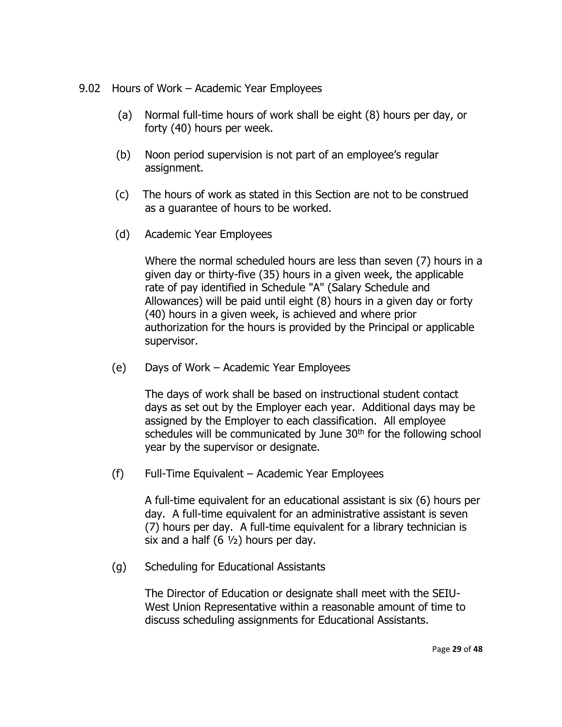## 9.02 Hours of Work – Academic Year Employees

(a) Normal full-time hours of work shall be eight (8) hours per day, or forty (40) hours per week.

(b) Noon period supervision is not part of an employee's regular assignment.

(c) The hours of work as stated in this Section are not to be construed as a guarantee of hours to be worked.

(d) Academic Year Employees

Where the normal scheduled hours are less than seven (7) hours in a given day or thirty-five (35) hours in a given week, the applicable rate of pay identified in Schedule "A" (Salary Schedule and Allowances) will be paid until eight (8) hours in a given day or forty (40) hours in a given week, is achieved and where prior authorization for the hours is provided by the Principal or applicable supervisor.

(e) Days of Work – Academic Year Employees

The days of work shall be based on instructional student contact days as set out by the Employer each year. Additional days may be assigned by the Employer to each classification. All employee schedules will be communicated by June 30th for the following school year by the supervisor or designate.

(f) Full-Time Equivalent – Academic Year Employees

A full-time equivalent for an educational assistant is six (6) hours per day. A full-time equivalent for an administrative assistant is seven (7) hours per day. A full-time equivalent for a library technician is six and a half (6 ½) hours per day.

(g) Scheduling for Educational Assistants

The Director of Education or designate shall meet with the SEIU-West Union Representative within a reasonable amount of time to discuss scheduling assignments for Educational Assistants.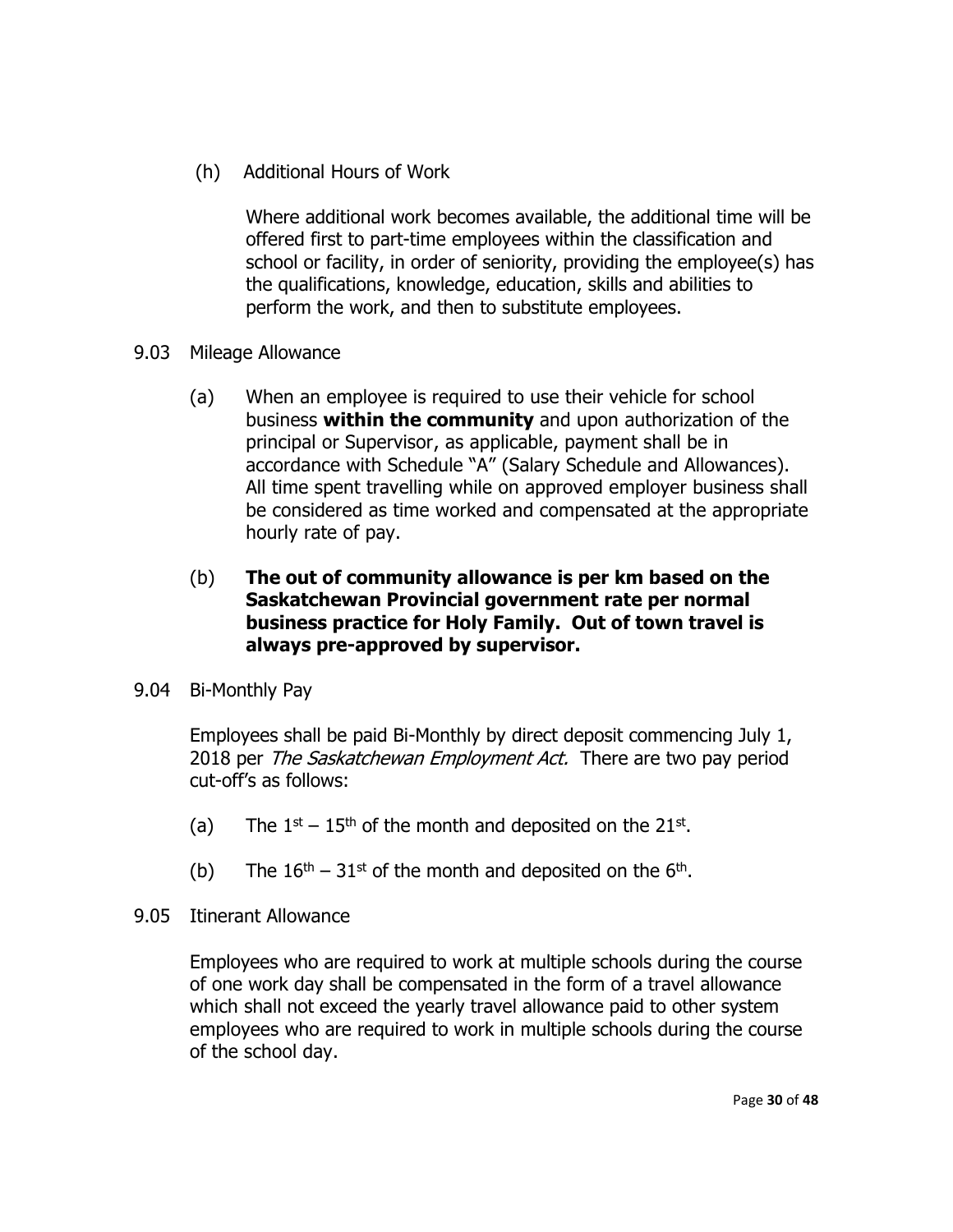(h) Additional Hours of Work

Where additional work becomes available, the additional time will be offered first to part-time employees within the classification and school or facility, in order of seniority, providing the employee(s) has the qualifications, knowledge, education, skills and abilities to perform the work, and then to substitute employees.

9.03 Mileage Allowance

(a) When an employee is required to use their vehicle for school business **within the community** and upon authorization of the principal or Supervisor, as applicable, payment shall be in accordance with Schedule "A" (Salary Schedule and Allowances). All time spent travelling while on approved employer business shall be considered as time worked and compensated at the appropriate hourly rate of pay.

(b) **The out of community allowance is per km based on the Saskatchewan Provincial government rate per normal business practice for Holy Family. Out of town travel is always pre-approved by supervisor.**

9.04 Bi-Monthly Pay

Employees shall be paid Bi-Monthly by direct deposit commencing July 1, 2018 per *The Saskatchewan Employment Act.* There are two pay period cut-off's as follows:

(a) The 1st – 15th of the month and deposited on the 21st.

(b) The 16th – 31st of the month and deposited on the 6th.

9.05 Itinerant Allowance

Employees who are required to work at multiple schools during the course of one work day shall be compensated in the form of a travel allowance which shall not exceed the yearly travel allowance paid to other system employees who are required to work in multiple schools during the course of the school day.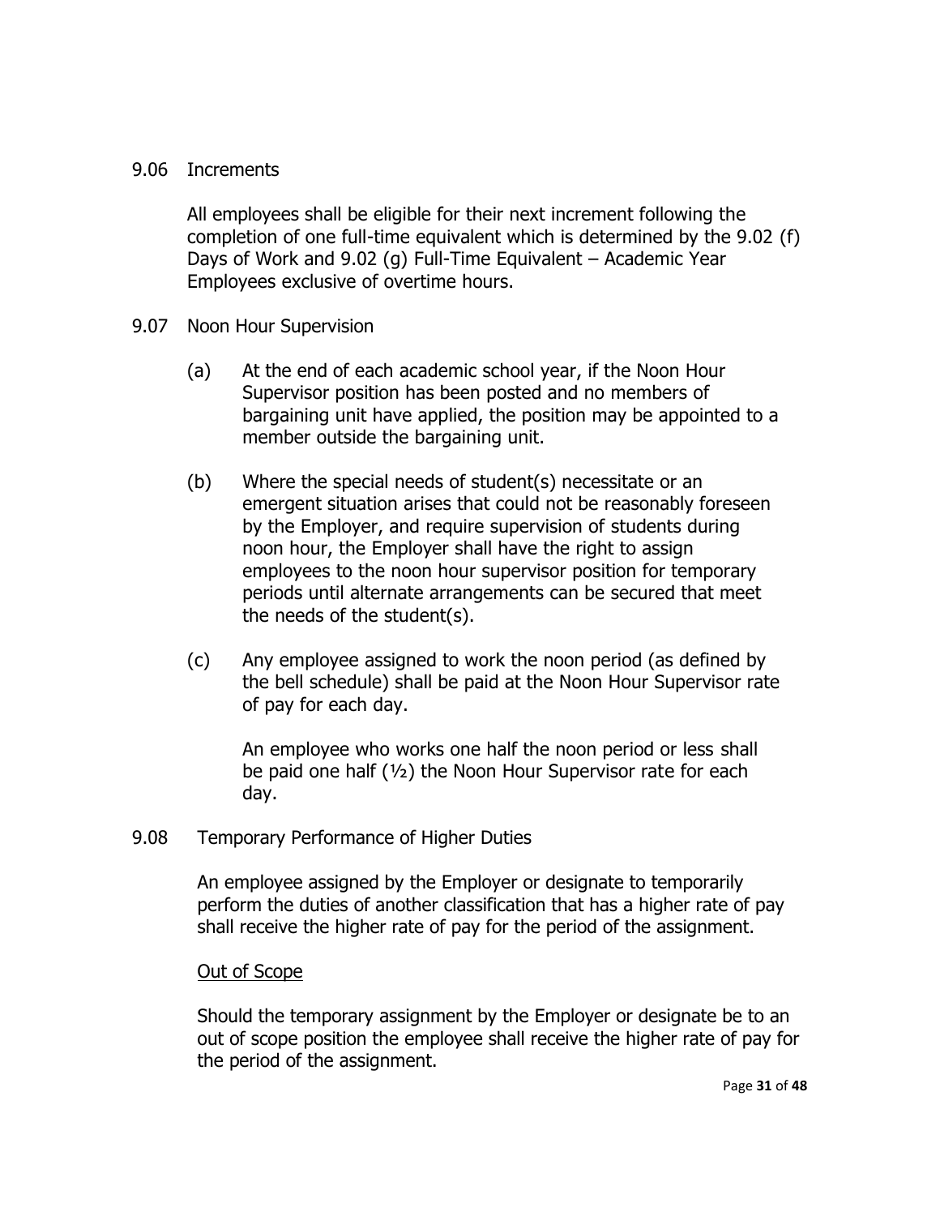## 9.06 Increments

All employees shall be eligible for their next increment following the completion of one full-time equivalent which is determined by the 9.02 (f) Days of Work and 9.02 (g) Full-Time Equivalent – Academic Year Employees exclusive of overtime hours.

## 9.07 Noon Hour Supervision

(a) At the end of each academic school year, if the Noon Hour Supervisor position has been posted and no members of bargaining unit have applied, the position may be appointed to a member outside the bargaining unit.

(b) Where the special needs of student(s) necessitate or an emergent situation arises that could not be reasonably foreseen by the Employer, and require supervision of students during noon hour, the Employer shall have the right to assign employees to the noon hour supervisor position for temporary periods until alternate arrangements can be secured that meet the needs of the student(s).

(c) Any employee assigned to work the noon period (as defined by the bell schedule) shall be paid at the Noon Hour Supervisor rate of pay for each day.

An employee who works one half the noon period or less shall be paid one half (½) the Noon Hour Supervisor rate for each day.

## 9.08 Temporary Performance of Higher Duties

An employee assigned by the Employer or designate to temporarily perform the duties of another classification that has a higher rate of pay shall receive the higher rate of pay for the period of the assignment.

<u>Out of Scope</u>

Should the temporary assignment by the Employer or designate be to an out of scope position the employee shall receive the higher rate of pay for the period of the assignment.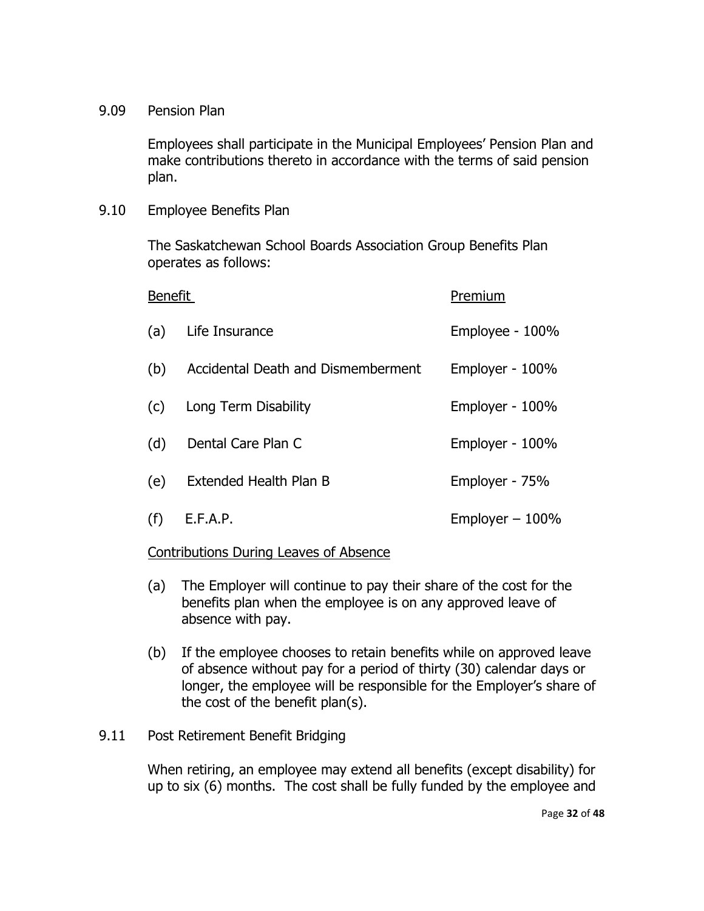9.09 Pension Plan

Employees shall participate in the Municipal Employees' Pension Plan and make contributions thereto in accordance with the terms of said pension plan.

9.10 Employee Benefits Plan

The Saskatchewan School Boards Association Group Benefits Plan operates as follows:

| Benefit | Premium |
|---|---|
| (a) Life Insurance | Employee - 100% |
| (b) Accidental Death and Dismemberment | Employer - 100% |
| (c) Long Term Disability | Employer - 100% |
| (d) Dental Care Plan C | Employer - 100% |
| (e) Extended Health Plan B | Employer - 75% |
| (f) E.F.A.P. | Employer – 100% |

Contributions During Leaves of Absence

(a) The Employer will continue to pay their share of the cost for the benefits plan when the employee is on any approved leave of absence with pay.

(b) If the employee chooses to retain benefits while on approved leave of absence without pay for a period of thirty (30) calendar days or longer, the employee will be responsible for the Employer's share of the cost of the benefit plan(s).

9.11 Post Retirement Benefit Bridging

When retiring, an employee may extend all benefits (except disability) for up to six (6) months. The cost shall be fully funded by the employee and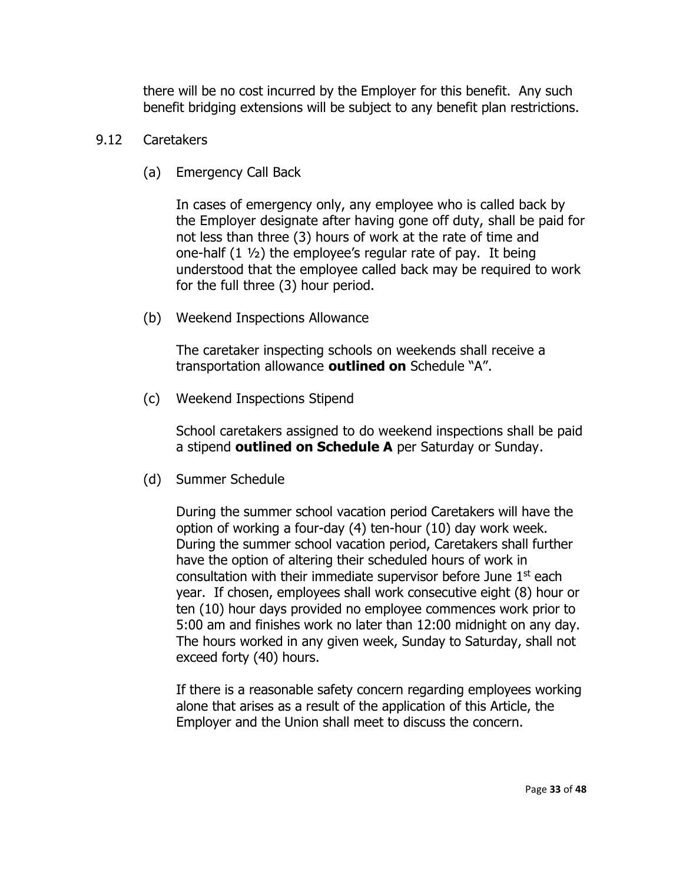there will be no cost incurred by the Employer for this benefit. Any such benefit bridging extensions will be subject to any benefit plan restrictions.

## 9.12 Caretakers

### (a) Emergency Call Back

In cases of emergency only, any employee who is called back by the Employer designate after having gone off duty, shall be paid for not less than three (3) hours of work at the rate of time and one-half (1 ½) the employee's regular rate of pay. It being understood that the employee called back may be required to work for the full three (3) hour period.

### (b) Weekend Inspections Allowance

The caretaker inspecting schools on weekends shall receive a transportation allowance **outlined on** Schedule "A".

### (c) Weekend Inspections Stipend

School caretakers assigned to do weekend inspections shall be paid a stipend **outlined on Schedule A** per Saturday or Sunday.

### (d) Summer Schedule

During the summer school vacation period Caretakers will have the option of working a four-day (4) ten-hour (10) day work week. During the summer school vacation period, Caretakers shall further have the option of altering their scheduled hours of work in consultation with their immediate supervisor before June 1st each year. If chosen, employees shall work consecutive eight (8) hour or ten (10) hour days provided no employee commences work prior to 5:00 am and finishes work no later than 12:00 midnight on any day. The hours worked in any given week, Sunday to Saturday, shall not exceed forty (40) hours.

If there is a reasonable safety concern regarding employees working alone that arises as a result of the application of this Article, the Employer and the Union shall meet to discuss the concern.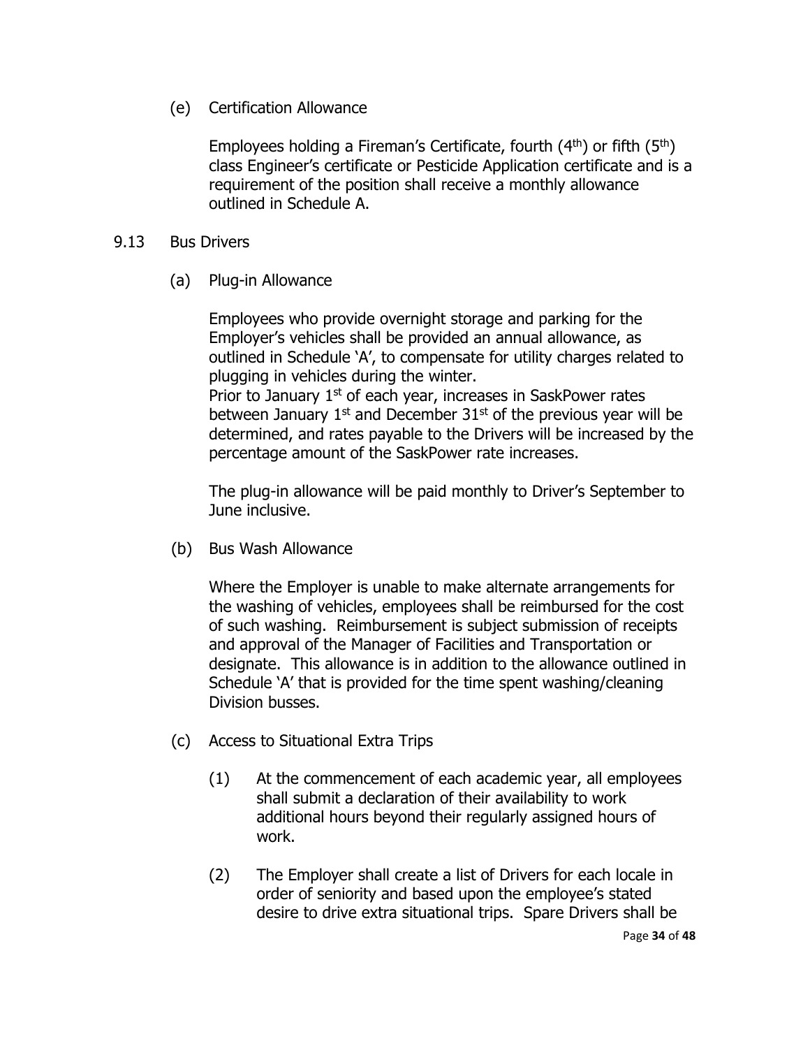(e) Certification Allowance

Employees holding a Fireman's Certificate, fourth (4th) or fifth (5th) class Engineer's certificate or Pesticide Application certificate and is a requirement of the position shall receive a monthly allowance outlined in Schedule A.

9.13 Bus Drivers

(a) Plug-in Allowance

Employees who provide overnight storage and parking for the Employer's vehicles shall be provided an annual allowance, as outlined in Schedule 'A', to compensate for utility charges related to plugging in vehicles during the winter.
Prior to January 1st of each year, increases in SaskPower rates between January 1st and December 31st of the previous year will be determined, and rates payable to the Drivers will be increased by the percentage amount of the SaskPower rate increases.

The plug-in allowance will be paid monthly to Driver's September to June inclusive.

(b) Bus Wash Allowance

Where the Employer is unable to make alternate arrangements for the washing of vehicles, employees shall be reimbursed for the cost of such washing. Reimbursement is subject submission of receipts and approval of the Manager of Facilities and Transportation or designate. This allowance is in addition to the allowance outlined in Schedule 'A' that is provided for the time spent washing/cleaning Division busses.

(c) Access to Situational Extra Trips

(1) At the commencement of each academic year, all employees shall submit a declaration of their availability to work additional hours beyond their regularly assigned hours of work.

(2) The Employer shall create a list of Drivers for each locale in order of seniority and based upon the employee's stated desire to drive extra situational trips. Spare Drivers shall be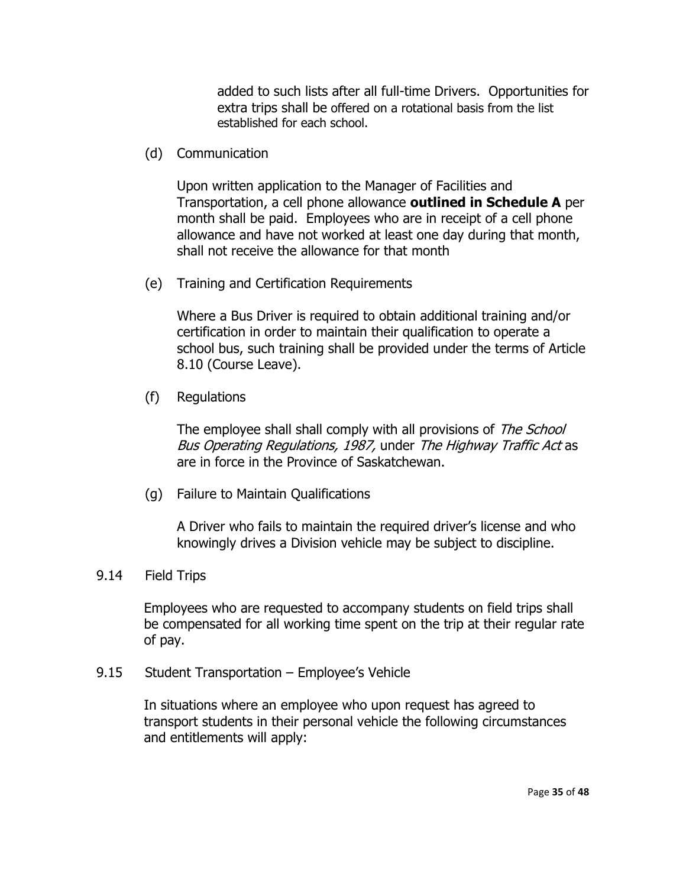added to such lists after all full-time Drivers. Opportunities for extra trips shall be offered on a rotational basis from the list established for each school.

(d) Communication

Upon written application to the Manager of Facilities and Transportation, a cell phone allowance **outlined in Schedule A** per month shall be paid. Employees who are in receipt of a cell phone allowance and have not worked at least one day during that month, shall not receive the allowance for that month

(e) Training and Certification Requirements

Where a Bus Driver is required to obtain additional training and/or certification in order to maintain their qualification to operate a school bus, such training shall be provided under the terms of Article 8.10 (Course Leave).

(f) Regulations

The employee shall shall comply with all provisions of *The School Bus Operating Regulations, 1987,* under *The Highway Traffic Act* as are in force in the Province of Saskatchewan.

(g) Failure to Maintain Qualifications

A Driver who fails to maintain the required driver's license and who knowingly drives a Division vehicle may be subject to discipline.

9.14 Field Trips

Employees who are requested to accompany students on field trips shall be compensated for all working time spent on the trip at their regular rate of pay.

9.15 Student Transportation – Employee's Vehicle

In situations where an employee who upon request has agreed to transport students in their personal vehicle the following circumstances and entitlements will apply: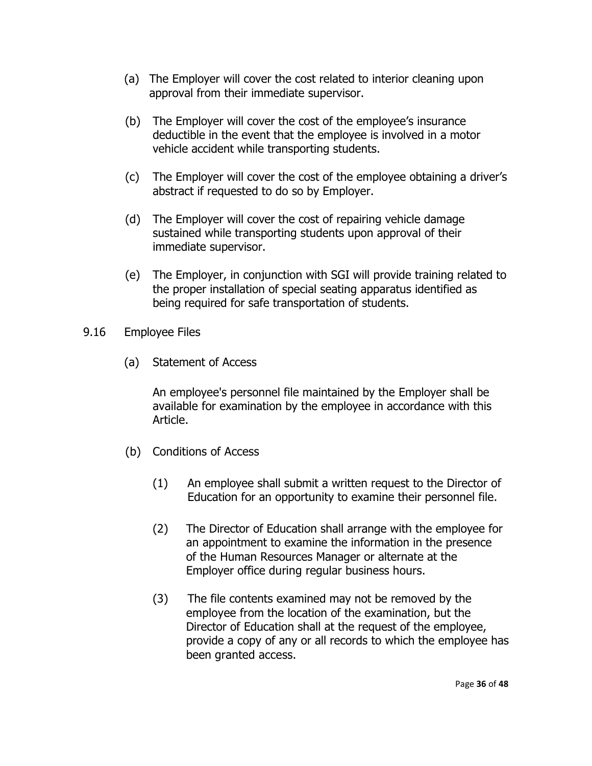(a) The Employer will cover the cost related to interior cleaning upon approval from their immediate supervisor.

(b) The Employer will cover the cost of the employee's insurance deductible in the event that the employee is involved in a motor vehicle accident while transporting students.

(c) The Employer will cover the cost of the employee obtaining a driver's abstract if requested to do so by Employer.

(d) The Employer will cover the cost of repairing vehicle damage sustained while transporting students upon approval of their immediate supervisor.

(e) The Employer, in conjunction with SGI will provide training related to the proper installation of special seating apparatus identified as being required for safe transportation of students.

9.16 Employee Files

(a) Statement of Access

An employee's personnel file maintained by the Employer shall be available for examination by the employee in accordance with this Article.

(b) Conditions of Access

(1) An employee shall submit a written request to the Director of Education for an opportunity to examine their personnel file.

(2) The Director of Education shall arrange with the employee for an appointment to examine the information in the presence of the Human Resources Manager or alternate at the Employer office during regular business hours.

(3) The file contents examined may not be removed by the employee from the location of the examination, but the Director of Education shall at the request of the employee, provide a copy of any or all records to which the employee has been granted access.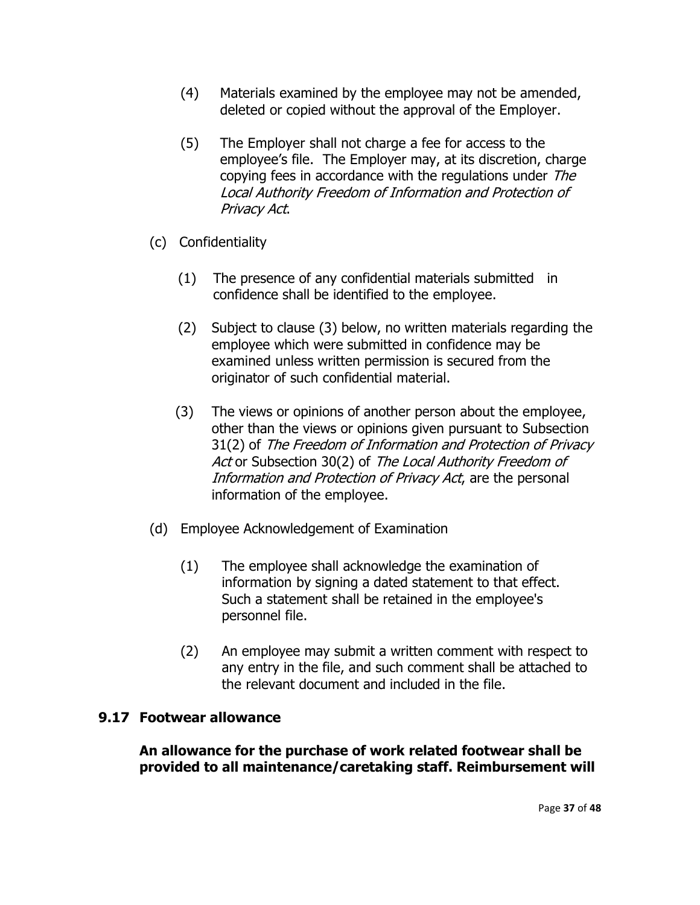(4) Materials examined by the employee may not be amended, deleted or copied without the approval of the Employer.

(5) The Employer shall not charge a fee for access to the employee's file. The Employer may, at its discretion, charge copying fees in accordance with the regulations under *The Local Authority Freedom of Information and Protection of Privacy Act*.

(c) Confidentiality

(1) The presence of any confidential materials submitted in confidence shall be identified to the employee.

(2) Subject to clause (3) below, no written materials regarding the employee which were submitted in confidence may be examined unless written permission is secured from the originator of such confidential material.

(3) The views or opinions of another person about the employee, other than the views or opinions given pursuant to Subsection 31(2) of *The Freedom of Information and Protection of Privacy Act* or Subsection 30(2) of *The Local Authority Freedom of Information and Protection of Privacy Act*, are the personal information of the employee.

(d) Employee Acknowledgement of Examination

(1) The employee shall acknowledge the examination of information by signing a dated statement to that effect. Such a statement shall be retained in the employee's personnel file.

(2) An employee may submit a written comment with respect to any entry in the file, and such comment shall be attached to the relevant document and included in the file.

### 9.17 Footwear allowance

**An allowance for the purchase of work related footwear shall be provided to all maintenance/caretaking staff. Reimbursement will**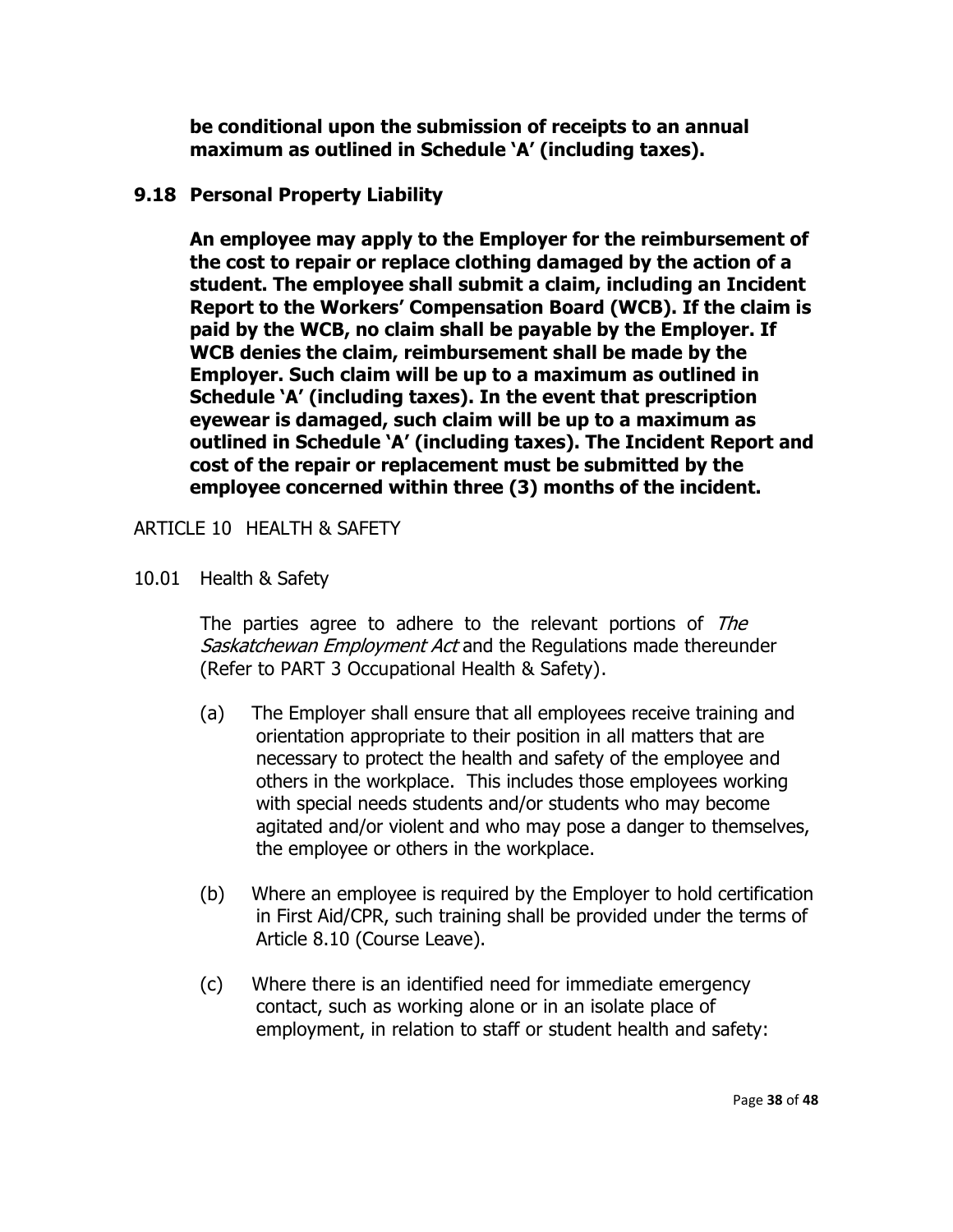**be conditional upon the submission of receipts to an annual maximum as outlined in Schedule 'A' (including taxes).**

### 9.18 Personal Property Liability

**An employee may apply to the Employer for the reimbursement of the cost to repair or replace clothing damaged by the action of a student. The employee shall submit a claim, including an Incident Report to the Workers' Compensation Board (WCB). If the claim is paid by the WCB, no claim shall be payable by the Employer. If WCB denies the claim, reimbursement shall be made by the Employer. Such claim will be up to a maximum as outlined in Schedule 'A' (including taxes). In the event that prescription eyewear is damaged, such claim will be up to a maximum as outlined in Schedule 'A' (including taxes). The Incident Report and cost of the repair or replacement must be submitted by the employee concerned within three (3) months of the incident.**

## ARTICLE 10 HEALTH & SAFETY

10.01 Health & Safety

The parties agree to adhere to the relevant portions of *The Saskatchewan Employment Act* and the Regulations made thereunder (Refer to PART 3 Occupational Health & Safety).

(a) The Employer shall ensure that all employees receive training and orientation appropriate to their position in all matters that are necessary to protect the health and safety of the employee and others in the workplace. This includes those employees working with special needs students and/or students who may become agitated and/or violent and who may pose a danger to themselves, the employee or others in the workplace.

(b) Where an employee is required by the Employer to hold certification in First Aid/CPR, such training shall be provided under the terms of Article 8.10 (Course Leave).

(c) Where there is an identified need for immediate emergency contact, such as working alone or in an isolate place of employment, in relation to staff or student health and safety: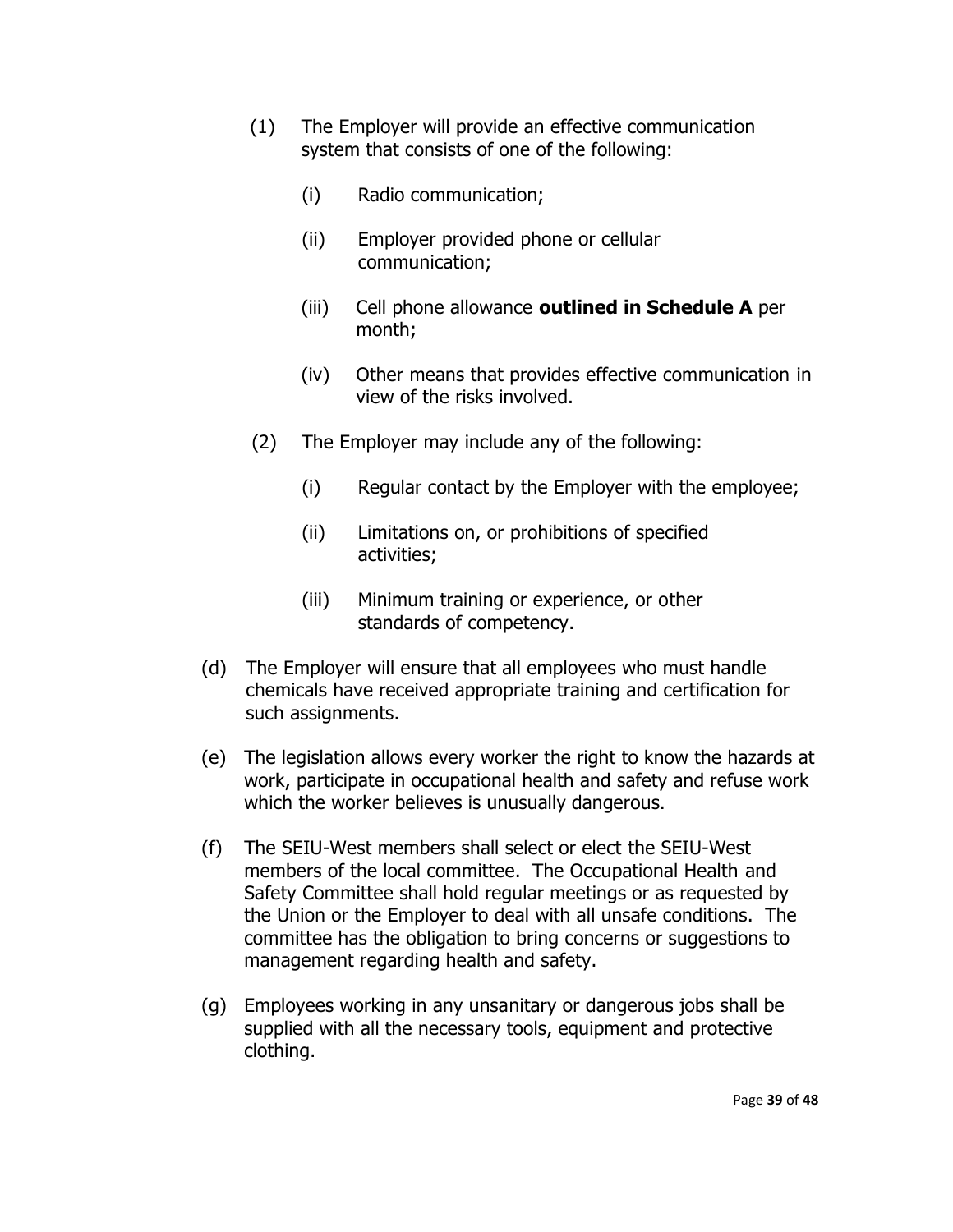(1) The Employer will provide an effective communication system that consists of one of the following:

   (i) Radio communication;

   (ii) Employer provided phone or cellular communication;

   (iii) Cell phone allowance **outlined in Schedule A** per month;

   (iv) Other means that provides effective communication in view of the risks involved.

(2) The Employer may include any of the following:

   (i) Regular contact by the Employer with the employee;

   (ii) Limitations on, or prohibitions of specified activities;

   (iii) Minimum training or experience, or other standards of competency.

(d) The Employer will ensure that all employees who must handle chemicals have received appropriate training and certification for such assignments.

(e) The legislation allows every worker the right to know the hazards at work, participate in occupational health and safety and refuse work which the worker believes is unusually dangerous.

(f) The SEIU-West members shall select or elect the SEIU-West members of the local committee. The Occupational Health and Safety Committee shall hold regular meetings or as requested by the Union or the Employer to deal with all unsafe conditions. The committee has the obligation to bring concerns or suggestions to management regarding health and safety.

(g) Employees working in any unsanitary or dangerous jobs shall be supplied with all the necessary tools, equipment and protective clothing.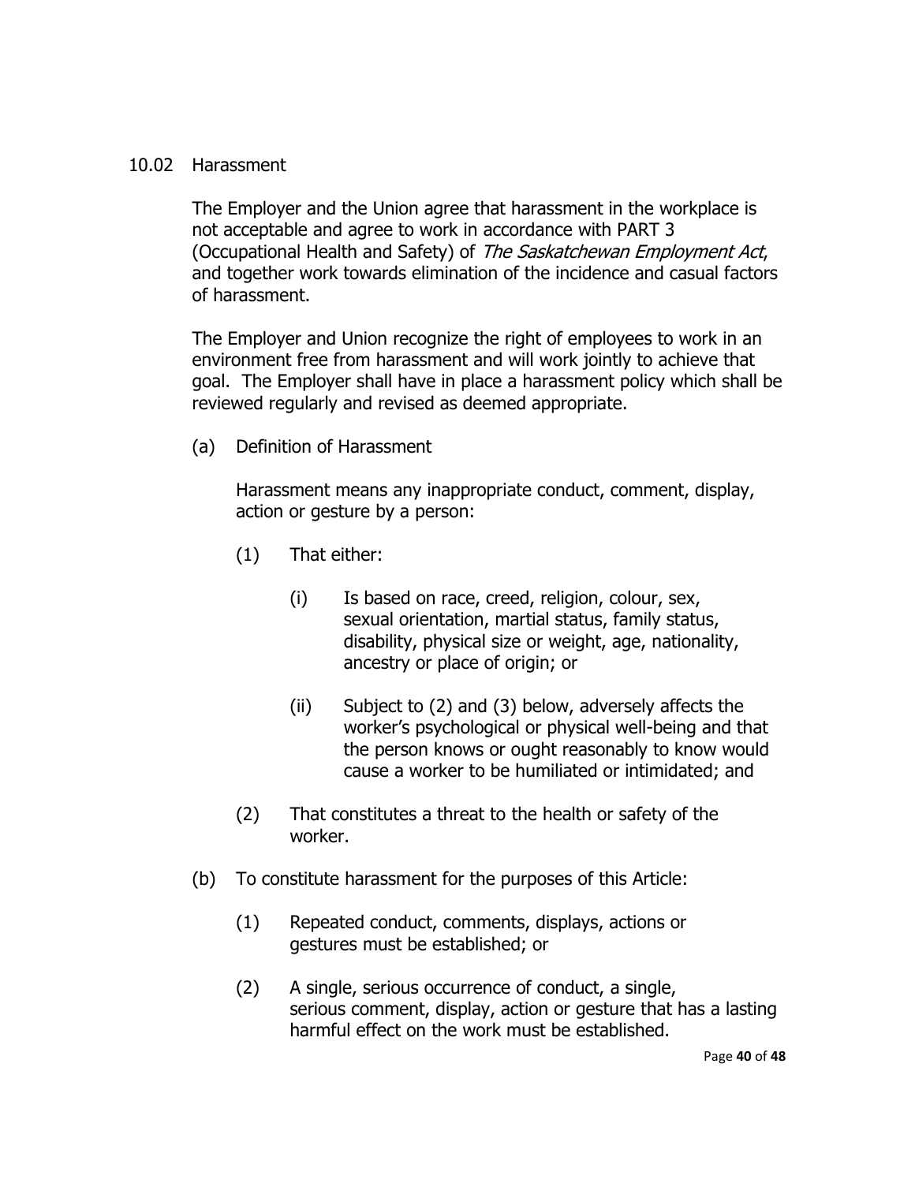10.02 Harassment

The Employer and the Union agree that harassment in the workplace is not acceptable and agree to work in accordance with PART 3 (Occupational Health and Safety) of *The Saskatchewan Employment Act*, and together work towards elimination of the incidence and casual factors of harassment.

The Employer and Union recognize the right of employees to work in an environment free from harassment and will work jointly to achieve that goal. The Employer shall have in place a harassment policy which shall be reviewed regularly and revised as deemed appropriate.

(a) Definition of Harassment

Harassment means any inappropriate conduct, comment, display, action or gesture by a person:

(1) That either:

(i) Is based on race, creed, religion, colour, sex, sexual orientation, martial status, family status, disability, physical size or weight, age, nationality, ancestry or place of origin; or

(ii) Subject to (2) and (3) below, adversely affects the worker's psychological or physical well-being and that the person knows or ought reasonably to know would cause a worker to be humiliated or intimidated; and

(2) That constitutes a threat to the health or safety of the worker.

(b) To constitute harassment for the purposes of this Article:

(1) Repeated conduct, comments, displays, actions or gestures must be established; or

(2) A single, serious occurrence of conduct, a single, serious comment, display, action or gesture that has a lasting harmful effect on the work must be established.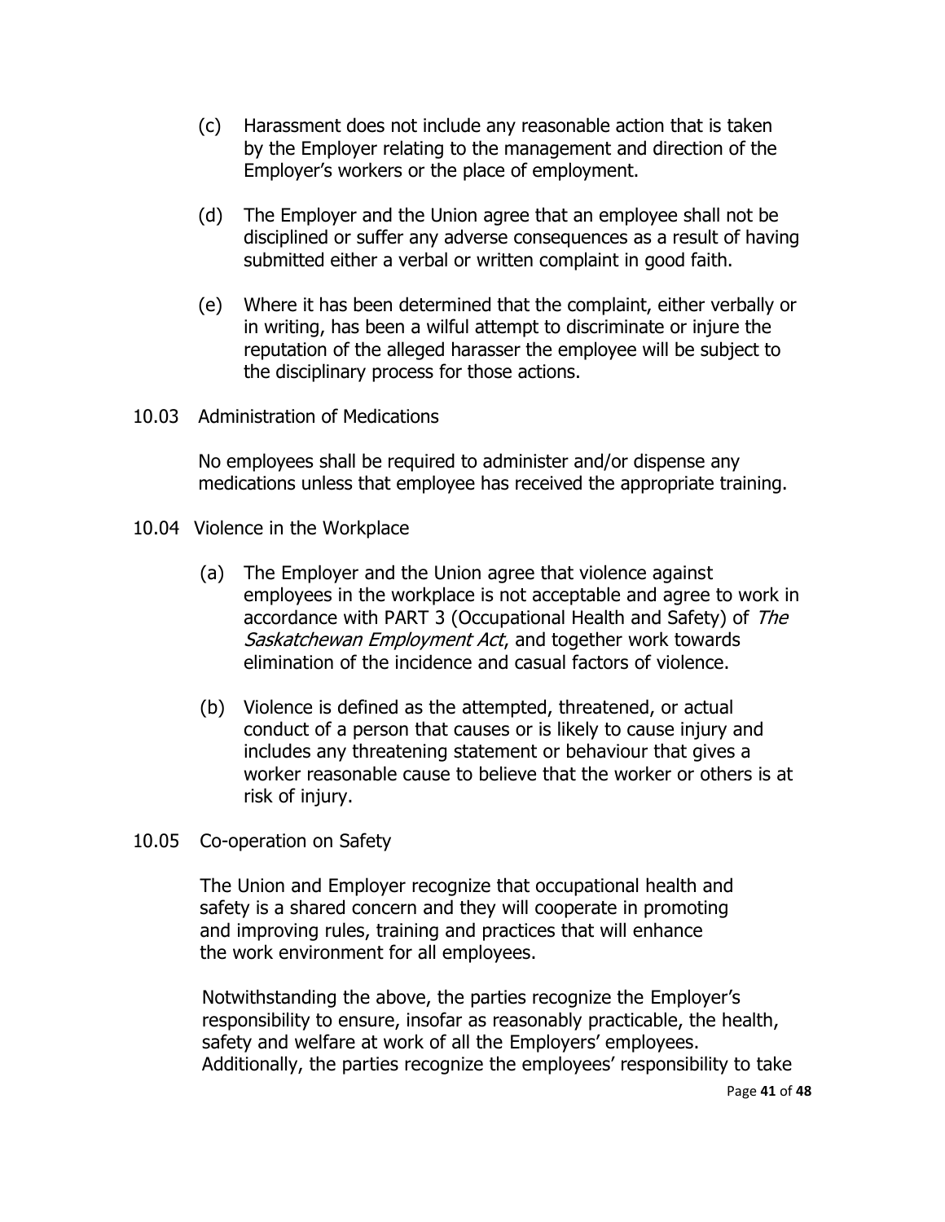(c) Harassment does not include any reasonable action that is taken by the Employer relating to the management and direction of the Employer's workers or the place of employment.

(d) The Employer and the Union agree that an employee shall not be disciplined or suffer any adverse consequences as a result of having submitted either a verbal or written complaint in good faith.

(e) Where it has been determined that the complaint, either verbally or in writing, has been a wilful attempt to discriminate or injure the reputation of the alleged harasser the employee will be subject to the disciplinary process for those actions.

10.03 Administration of Medications

No employees shall be required to administer and/or dispense any medications unless that employee has received the appropriate training.

10.04 Violence in the Workplace

(a) The Employer and the Union agree that violence against employees in the workplace is not acceptable and agree to work in accordance with PART 3 (Occupational Health and Safety) of *The Saskatchewan Employment Act*, and together work towards elimination of the incidence and casual factors of violence.

(b) Violence is defined as the attempted, threatened, or actual conduct of a person that causes or is likely to cause injury and includes any threatening statement or behaviour that gives a worker reasonable cause to believe that the worker or others is at risk of injury.

10.05 Co-operation on Safety

The Union and Employer recognize that occupational health and safety is a shared concern and they will cooperate in promoting and improving rules, training and practices that will enhance the work environment for all employees.

Notwithstanding the above, the parties recognize the Employer's responsibility to ensure, insofar as reasonably practicable, the health, safety and welfare at work of all the Employers' employees. Additionally, the parties recognize the employees' responsibility to take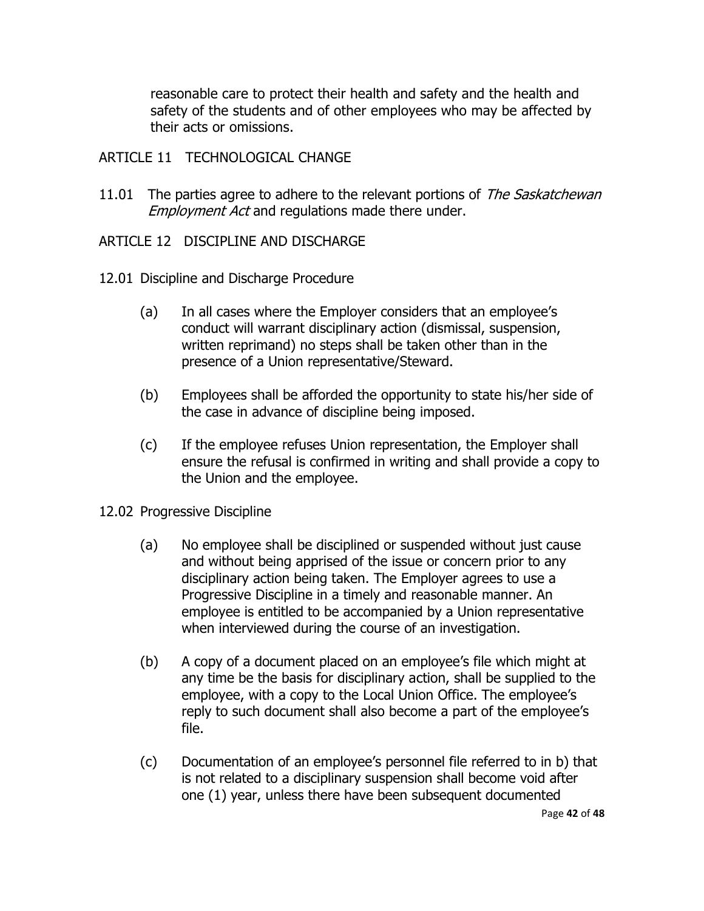reasonable care to protect their health and safety and the health and safety of the students and of other employees who may be affected by their acts or omissions.

## ARTICLE 11 TECHNOLOGICAL CHANGE

11.01 The parties agree to adhere to the relevant portions of *The Saskatchewan Employment Act* and regulations made there under.

## ARTICLE 12 DISCIPLINE AND DISCHARGE

### 12.01 Discipline and Discharge Procedure

(a) In all cases where the Employer considers that an employee's conduct will warrant disciplinary action (dismissal, suspension, written reprimand) no steps shall be taken other than in the presence of a Union representative/Steward.

(b) Employees shall be afforded the opportunity to state his/her side of the case in advance of discipline being imposed.

(c) If the employee refuses Union representation, the Employer shall ensure the refusal is confirmed in writing and shall provide a copy to the Union and the employee.

### 12.02 Progressive Discipline

(a) No employee shall be disciplined or suspended without just cause and without being apprised of the issue or concern prior to any disciplinary action being taken. The Employer agrees to use a Progressive Discipline in a timely and reasonable manner. An employee is entitled to be accompanied by a Union representative when interviewed during the course of an investigation.

(b) A copy of a document placed on an employee's file which might at any time be the basis for disciplinary action, shall be supplied to the employee, with a copy to the Local Union Office. The employee's reply to such document shall also become a part of the employee's file.

(c) Documentation of an employee's personnel file referred to in b) that is not related to a disciplinary suspension shall become void after one (1) year, unless there have been subsequent documented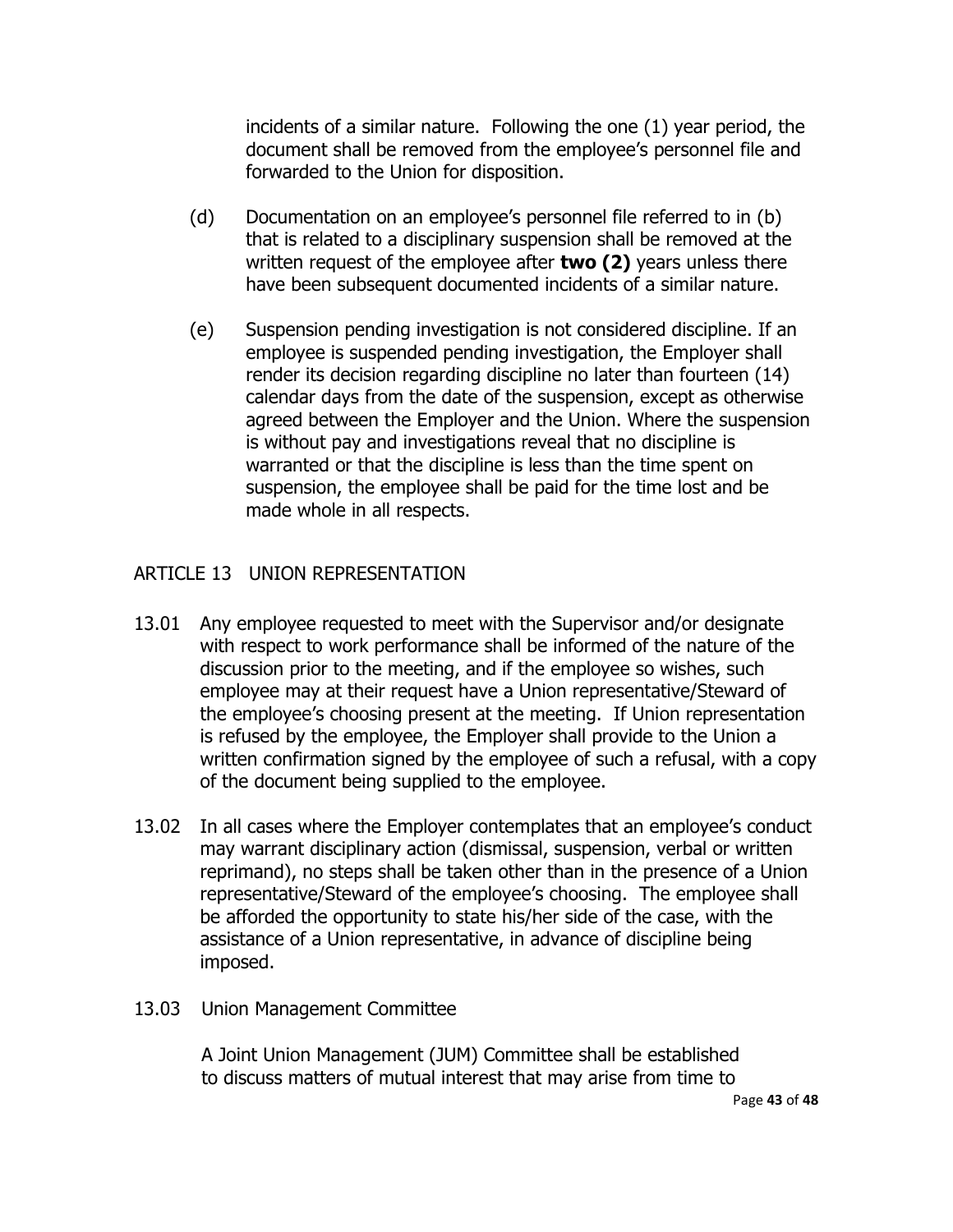incidents of a similar nature. Following the one (1) year period, the document shall be removed from the employee's personnel file and forwarded to the Union for disposition.

(d) Documentation on an employee's personnel file referred to in (b) that is related to a disciplinary suspension shall be removed at the written request of the employee after **two (2)** years unless there have been subsequent documented incidents of a similar nature.

(e) Suspension pending investigation is not considered discipline. If an employee is suspended pending investigation, the Employer shall render its decision regarding discipline no later than fourteen (14) calendar days from the date of the suspension, except as otherwise agreed between the Employer and the Union. Where the suspension is without pay and investigations reveal that no discipline is warranted or that the discipline is less than the time spent on suspension, the employee shall be paid for the time lost and be made whole in all respects.

## ARTICLE 13 UNION REPRESENTATION

13.01 Any employee requested to meet with the Supervisor and/or designate with respect to work performance shall be informed of the nature of the discussion prior to the meeting, and if the employee so wishes, such employee may at their request have a Union representative/Steward of the employee's choosing present at the meeting. If Union representation is refused by the employee, the Employer shall provide to the Union a written confirmation signed by the employee of such a refusal, with a copy of the document being supplied to the employee.

13.02 In all cases where the Employer contemplates that an employee's conduct may warrant disciplinary action (dismissal, suspension, verbal or written reprimand), no steps shall be taken other than in the presence of a Union representative/Steward of the employee's choosing. The employee shall be afforded the opportunity to state his/her side of the case, with the assistance of a Union representative, in advance of discipline being imposed.

13.03 Union Management Committee

A Joint Union Management (JUM) Committee shall be established to discuss matters of mutual interest that may arise from time to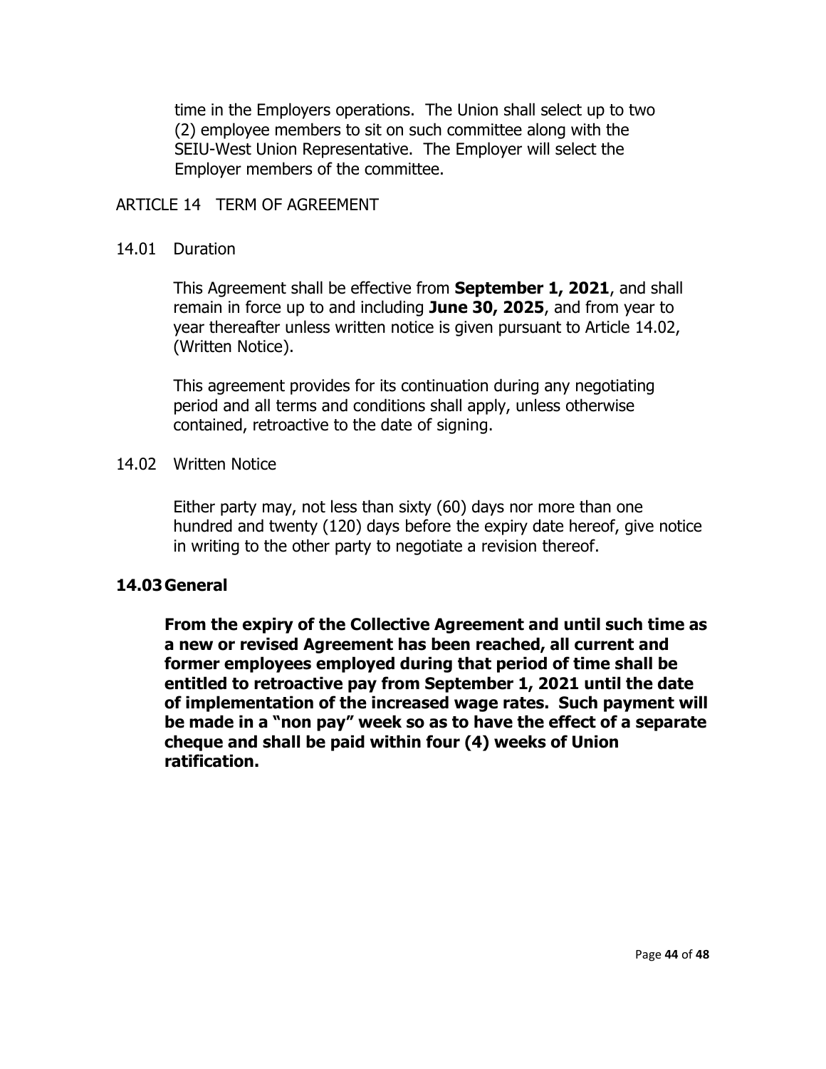time in the Employers operations. The Union shall select up to two (2) employee members to sit on such committee along with the SEIU-West Union Representative. The Employer will select the Employer members of the committee.

## ARTICLE 14 TERM OF AGREEMENT

### 14.01 Duration

This Agreement shall be effective from **September 1, 2021**, and shall remain in force up to and including **June 30, 2025**, and from year to year thereafter unless written notice is given pursuant to Article 14.02, (Written Notice).

This agreement provides for its continuation during any negotiating period and all terms and conditions shall apply, unless otherwise contained, retroactive to the date of signing.

### 14.02 Written Notice

Either party may, not less than sixty (60) days nor more than one hundred and twenty (120) days before the expiry date hereof, give notice in writing to the other party to negotiate a revision thereof.

### **14.03 General**

**From the expiry of the Collective Agreement and until such time as a new or revised Agreement has been reached, all current and former employees employed during that period of time shall be entitled to retroactive pay from September 1, 2021 until the date of implementation of the increased wage rates. Such payment will be made in a "non pay" week so as to have the effect of a separate cheque and shall be paid within four (4) weeks of Union ratification.**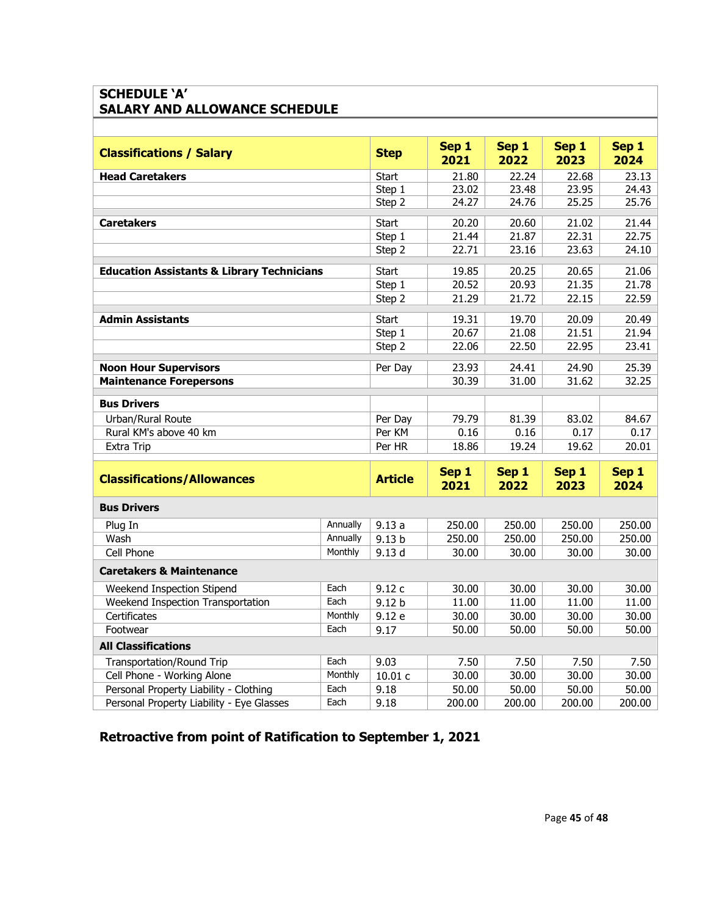## SCHEDULE 'A'
## SALARY AND ALLOWANCE SCHEDULE

| Classifications / Salary | | Step | Sep 1 2021 | Sep 1 2022 | Sep 1 2023 | Sep 1 2024 |
|---|---|---|---|---|---|---|
| **Head Caretakers** | | Start | 21.80 | 22.24 | 22.68 | 23.13 |
| | | Step 1 | 23.02 | 23.48 | 23.95 | 24.43 |
| | | Step 2 | 24.27 | 24.76 | 25.25 | 25.76 |
| **Caretakers** | | Start | 20.20 | 20.60 | 21.02 | 21.44 |
| | | Step 1 | 21.44 | 21.87 | 22.31 | 22.75 |
| | | Step 2 | 22.71 | 23.16 | 23.63 | 24.10 |
| **Education Assistants & Library Technicians** | | Start | 19.85 | 20.25 | 20.65 | 21.06 |
| | | Step 1 | 20.52 | 20.93 | 21.35 | 21.78 |
| | | Step 2 | 21.29 | 21.72 | 22.15 | 22.59 |
| **Admin Assistants** | | Start | 19.31 | 19.70 | 20.09 | 20.49 |
| | | Step 1 | 20.67 | 21.08 | 21.51 | 21.94 |
| | | Step 2 | 22.06 | 22.50 | 22.95 | 23.41 |
| **Noon Hour Supervisors** | | Per Day | 23.93 | 24.41 | 24.90 | 25.39 |
| **Maintenance Forepersons** | | | 30.39 | 31.00 | 31.62 | 32.25 |
| **Bus Drivers** | | | | | | |
| Urban/Rural Route | | Per Day | 79.79 | 81.39 | 83.02 | 84.67 |
| Rural KM's above 40 km | | Per KM | 0.16 | 0.16 | 0.17 | 0.17 |
| Extra Trip | | Per HR | 18.86 | 19.24 | 19.62 | 20.01 |
| **Classifications/Allowances** | | **Article** | **Sep 1 2021** | **Sep 1 2022** | **Sep 1 2023** | **Sep 1 2024** |
| **Bus Drivers** | | | | | | |
| Plug In | Annually | 9.13 a | 250.00 | 250.00 | 250.00 | 250.00 |
| Wash | Annually | 9.13 b | 250.00 | 250.00 | 250.00 | 250.00 |
| Cell Phone | Monthly | 9.13 d | 30.00 | 30.00 | 30.00 | 30.00 |
| **Caretakers & Maintenance** | | | | | | |
| Weekend Inspection Stipend | Each | 9.12 c | 30.00 | 30.00 | 30.00 | 30.00 |
| Weekend Inspection Transportation | Each | 9.12 b | 11.00 | 11.00 | 11.00 | 11.00 |
| Certificates | Monthly | 9.12 e | 30.00 | 30.00 | 30.00 | 30.00 |
| Footwear | Each | 9.17 | 50.00 | 50.00 | 50.00 | 50.00 |
| **All Classifications** | | | | | | |
| Transportation/Round Trip | Each | 9.03 | 7.50 | 7.50 | 7.50 | 7.50 |
| Cell Phone - Working Alone | Monthly | 10.01 c | 30.00 | 30.00 | 30.00 | 30.00 |
| Personal Property Liability - Clothing | Each | 9.18 | 50.00 | 50.00 | 50.00 | 50.00 |
| Personal Property Liability - Eye Glasses | Each | 9.18 | 200.00 | 200.00 | 200.00 | 200.00 |

**Retroactive from point of Ratification to September 1, 2021**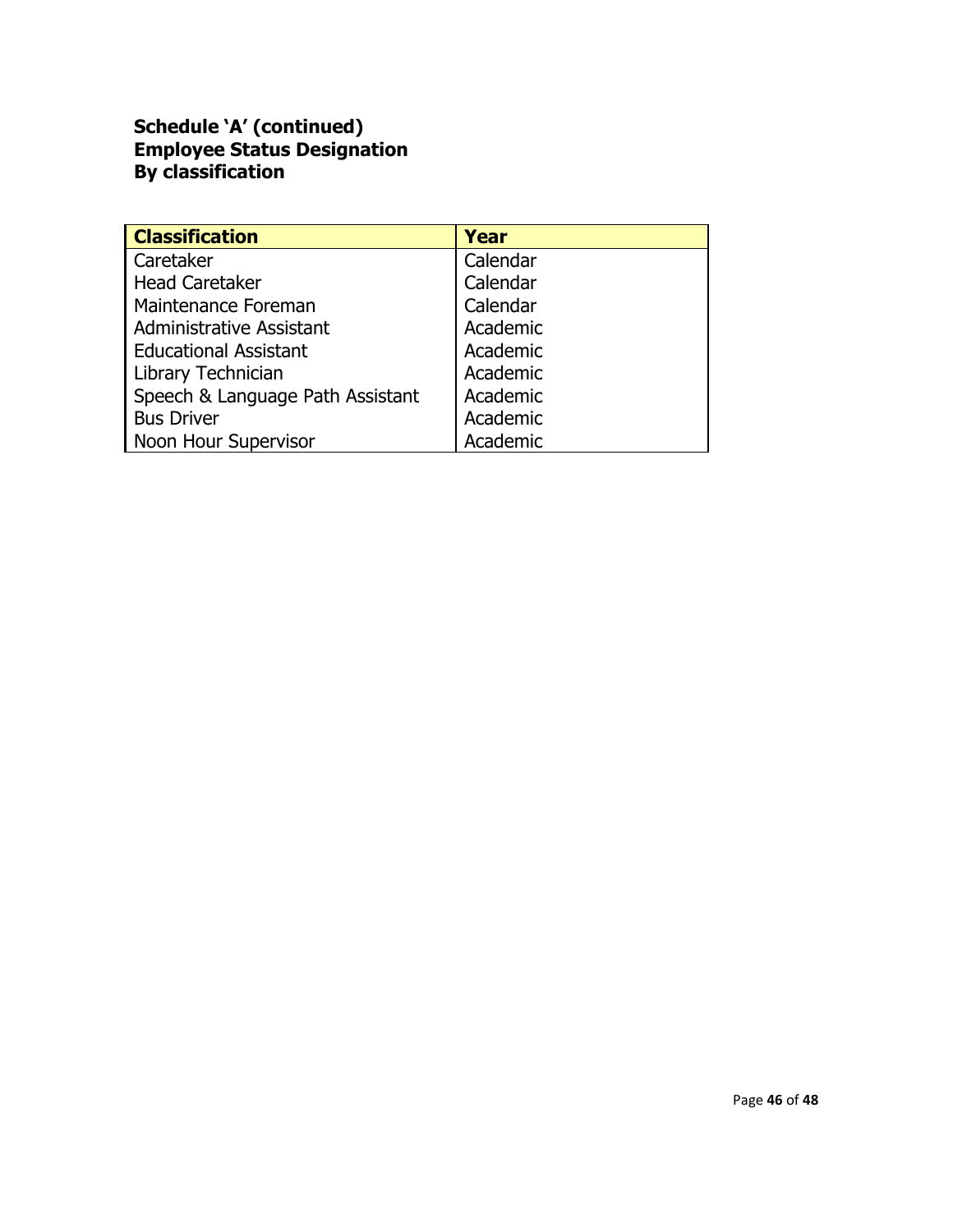**Schedule 'A' (continued)**
**Employee Status Designation**
**By classification**

| Classification | Year |
|---|---|
| Caretaker | Calendar |
| Head Caretaker | Calendar |
| Maintenance Foreman | Calendar |
| Administrative Assistant | Academic |
| Educational Assistant | Academic |
| Library Technician | Academic |
| Speech & Language Path Assistant | Academic |
| Bus Driver | Academic |
| Noon Hour Supervisor | Academic |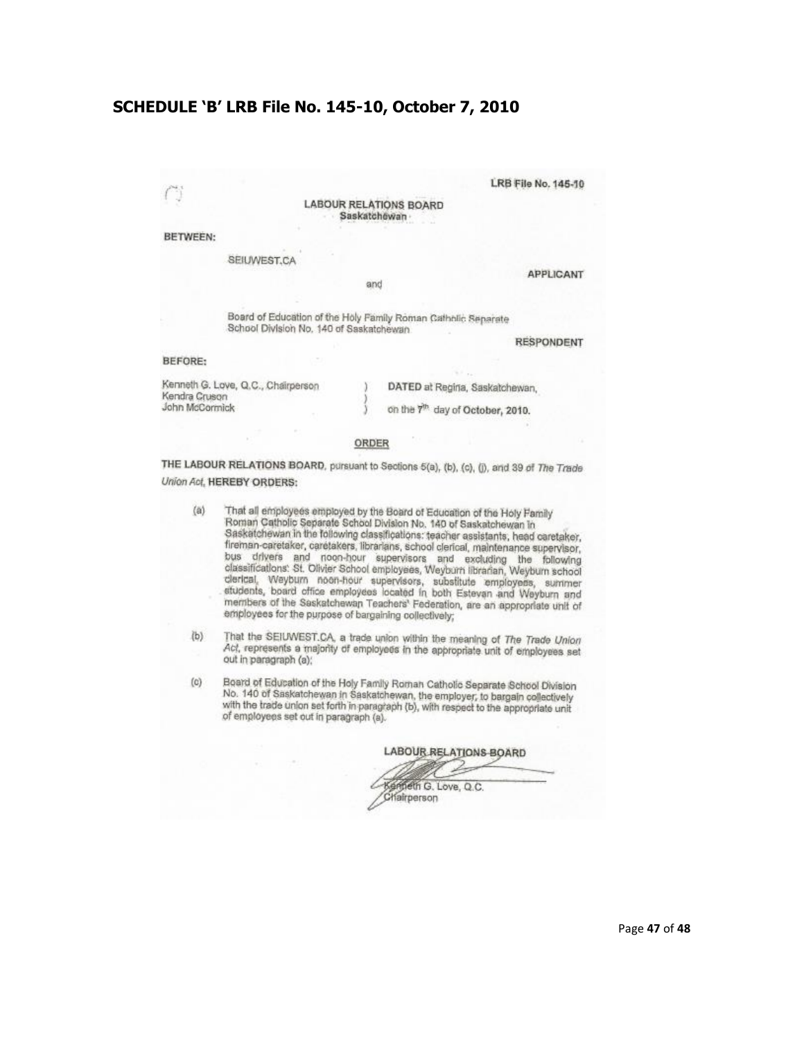## SCHEDULE 'B' LRB File No. 145-10, October 7, 2010

LRB File No. 145-10

LABOUR RELATIONS BOARD
Saskatchewan

BETWEEN:

SEIUWEST.CA

APPLICANT

and

Board of Education of the Holy Family Roman Catholic Separate School Division No. 140 of Saskatchewan

RESPONDENT

BEFORE:

Kenneth G. Love, Q.C., Chairperson
Kendra Cruson
John McCormick

DATED at Regina, Saskatchewan,

on the 7th day of October, 2010.

ORDER

THE LABOUR RELATIONS BOARD, pursuant to Sections 5(a), (b), (c), (j), and 39 of *The Trade Union Act*, HEREBY ORDERS:

(a) That all employees employed by the Board of Education of the Holy Family Roman Catholic Separate School Division No. 140 of Saskatchewan in Saskatchewan in the following classifications: teacher assistants, head caretaker, fireman-caretaker, caretakers, librarians, school clerical, maintenance supervisor, bus drivers and noon-hour supervisors and excluding the following classifications: St. Olivier School employees, Weyburn librarian, Weyburn school clerical, Weyburn noon-hour supervisors, substitute employees, summer students, board office employees located in both Estevan and Weyburn and members of the Saskatchewan Teachers' Federation, are an appropriate unit of employees for the purpose of bargaining collectively;

(b) That the SEIUWEST.CA, a trade union within the meaning of *The Trade Union Act*, represents a majority of employees in the appropriate unit of employees set out in paragraph (a);

(c) Board of Education of the Holy Family Roman Catholic Separate School Division No. 140 of Saskatchewan in Saskatchewan, the employer, to bargain collectively with the trade union set forth in paragraph (b), with respect to the appropriate unit of employees set out in paragraph (a).

LABOUR RELATIONS BOARD

Kenneth G. Love, Q.C.
Chairperson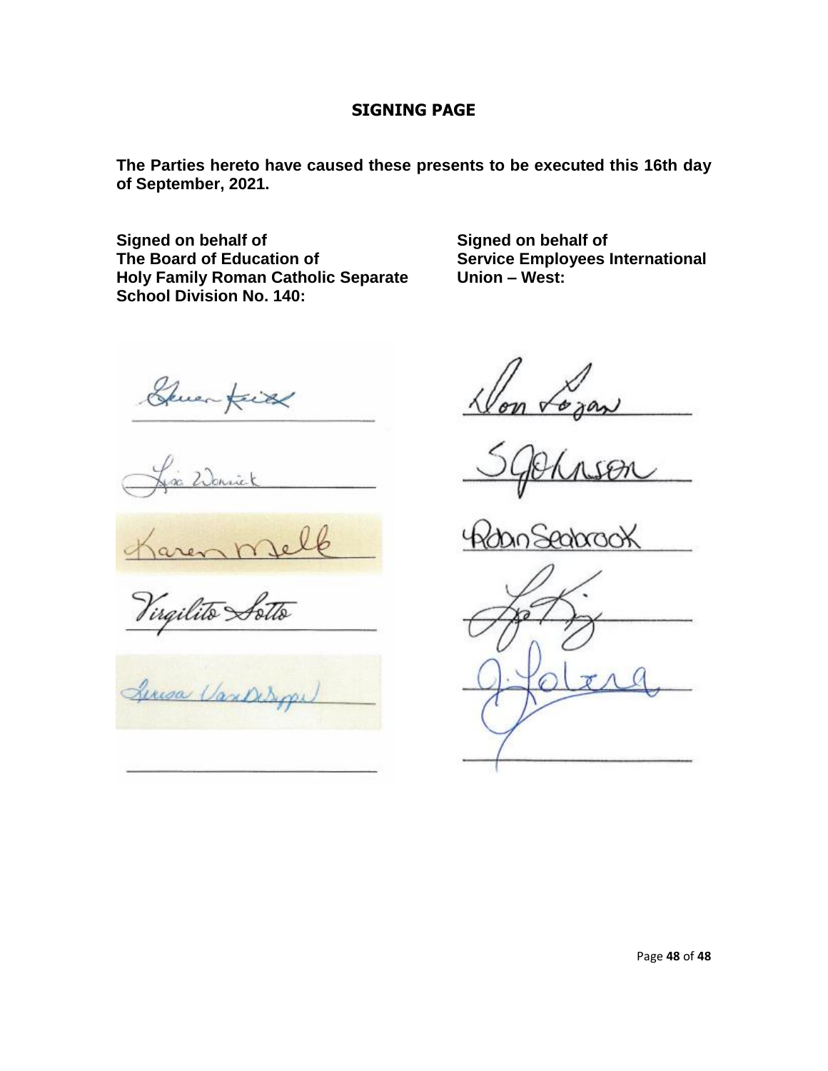## SIGNING PAGE

**The Parties hereto have caused these presents to be executed this 16th day of September, 2021.**

**Signed on behalf of**
**The Board of Education of**
**Holy Family Roman Catholic Separate School Division No. 140:**

**Signed on behalf of**
**Service Employees International Union – West:**